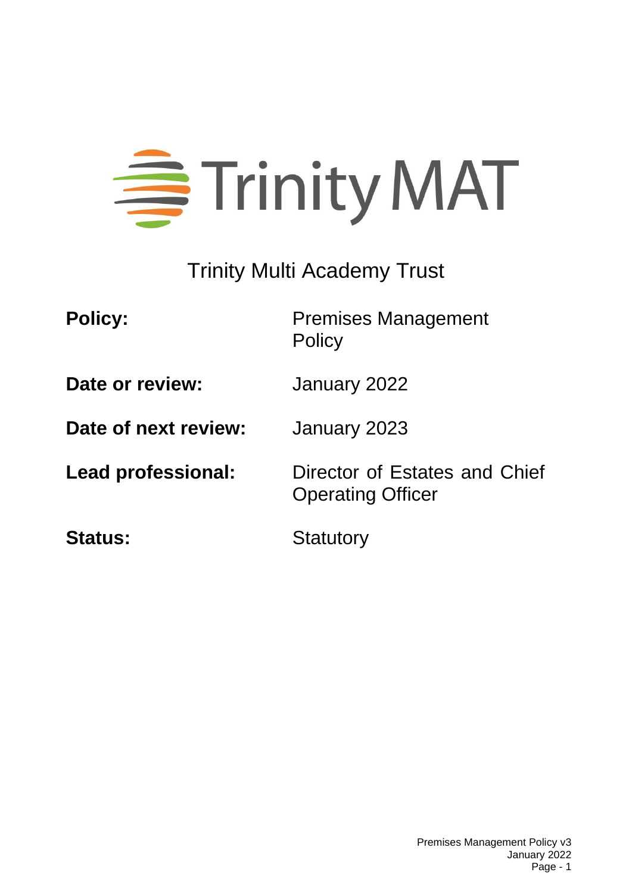Trinity MAT

# Trinity Multi Academy Trust

**Policy:** Premises Management Policy

**Date or review:** January 2022

**Date of next review:** January 2023

**Lead professional:** Director of Estates and Chief Operating Officer

**Status:** Statutory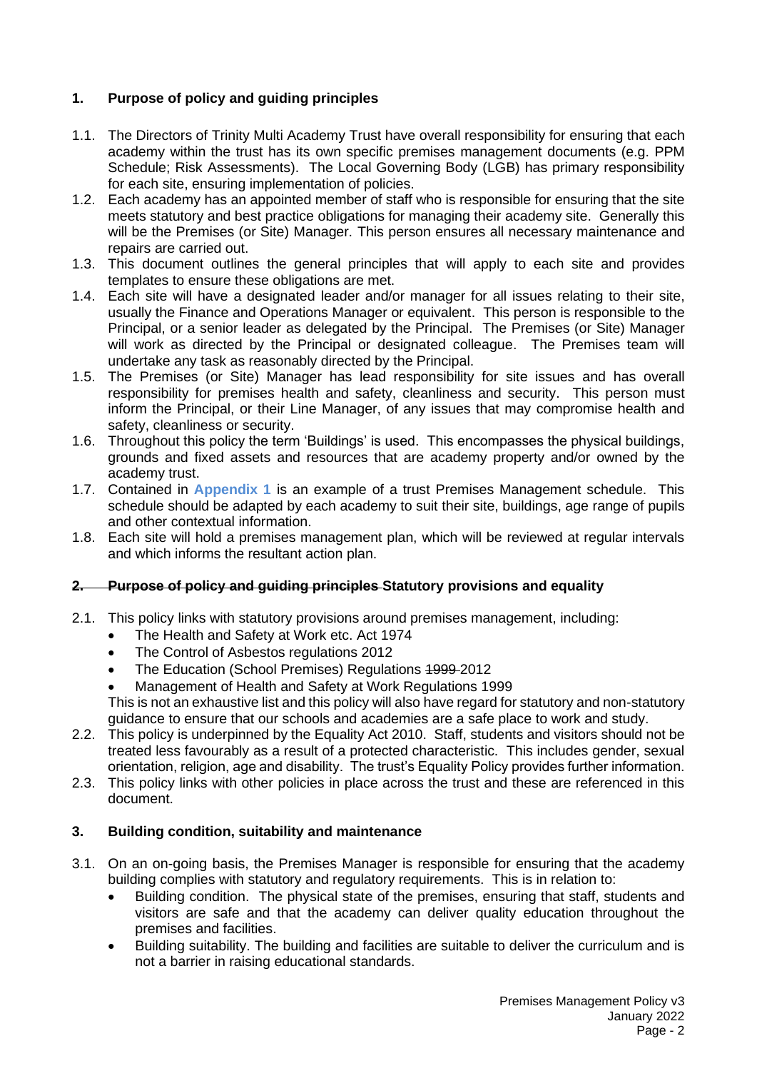## 1. Purpose of policy and guiding principles

1.1. The Directors of Trinity Multi Academy Trust have overall responsibility for ensuring that each academy within the trust has its own specific premises management documents (e.g. PPM Schedule; Risk Assessments). The Local Governing Body (LGB) has primary responsibility for each site, ensuring implementation of policies.

1.2. Each academy has an appointed member of staff who is responsible for ensuring that the site meets statutory and best practice obligations for managing their academy site. Generally this will be the Premises (or Site) Manager. This person ensures all necessary maintenance and repairs are carried out.

1.3. This document outlines the general principles that will apply to each site and provides templates to ensure these obligations are met.

1.4. Each site will have a designated leader and/or manager for all issues relating to their site, usually the Finance and Operations Manager or equivalent. This person is responsible to the Principal, or a senior leader as delegated by the Principal. The Premises (or Site) Manager will work as directed by the Principal or designated colleague. The Premises team will undertake any task as reasonably directed by the Principal.

1.5. The Premises (or Site) Manager has lead responsibility for site issues and has overall responsibility for premises health and safety, cleanliness and security. This person must inform the Principal, or their Line Manager, of any issues that may compromise health and safety, cleanliness or security.

1.6. Throughout this policy the term 'Buildings' is used. This encompasses the physical buildings, grounds and fixed assets and resources that are academy property and/or owned by the academy trust.

1.7. Contained in **Appendix 1** is an example of a trust Premises Management schedule. This schedule should be adapted by each academy to suit their site, buildings, age range of pupils and other contextual information.

1.8. Each site will hold a premises management plan, which will be reviewed at regular intervals and which informs the resultant action plan.

## 2. ~~Purpose of policy and guiding principles~~ Statutory provisions and equality

2.1. This policy links with statutory provisions around premises management, including:

- The Health and Safety at Work etc. Act 1974
- The Control of Asbestos regulations 2012
- The Education (School Premises) Regulations ~~1999~~ 2012
- Management of Health and Safety at Work Regulations 1999

This is not an exhaustive list and this policy will also have regard for statutory and non-statutory guidance to ensure that our schools and academies are a safe place to work and study.

2.2. This policy is underpinned by the Equality Act 2010. Staff, students and visitors should not be treated less favourably as a result of a protected characteristic. This includes gender, sexual orientation, religion, age and disability. The trust's Equality Policy provides further information.

2.3. This policy links with other policies in place across the trust and these are referenced in this document.

## 3. Building condition, suitability and maintenance

3.1. On an on-going basis, the Premises Manager is responsible for ensuring that the academy building complies with statutory and regulatory requirements. This is in relation to:

- Building condition. The physical state of the premises, ensuring that staff, students and visitors are safe and that the academy can deliver quality education throughout the premises and facilities.
- Building suitability. The building and facilities are suitable to deliver the curriculum and is not a barrier in raising educational standards.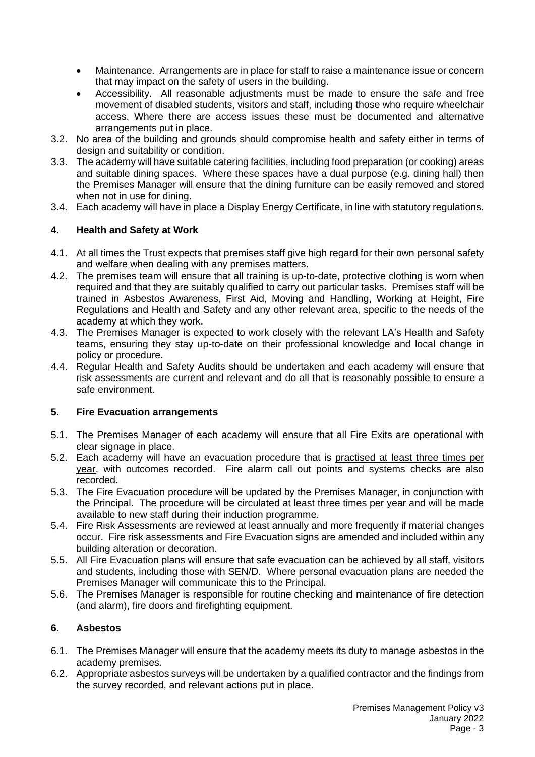- Maintenance. Arrangements are in place for staff to raise a maintenance issue or concern that may impact on the safety of users in the building.
- Accessibility. All reasonable adjustments must be made to ensure the safe and free movement of disabled students, visitors and staff, including those who require wheelchair access. Where there are access issues these must be documented and alternative arrangements put in place.

3.2. No area of the building and grounds should compromise health and safety either in terms of design and suitability or condition.

3.3. The academy will have suitable catering facilities, including food preparation (or cooking) areas and suitable dining spaces. Where these spaces have a dual purpose (e.g. dining hall) then the Premises Manager will ensure that the dining furniture can be easily removed and stored when not in use for dining.

3.4. Each academy will have in place a Display Energy Certificate, in line with statutory regulations.

## 4. Health and Safety at Work

4.1. At all times the Trust expects that premises staff give high regard for their own personal safety and welfare when dealing with any premises matters.

4.2. The premises team will ensure that all training is up-to-date, protective clothing is worn when required and that they are suitably qualified to carry out particular tasks. Premises staff will be trained in Asbestos Awareness, First Aid, Moving and Handling, Working at Height, Fire Regulations and Health and Safety and any other relevant area, specific to the needs of the academy at which they work.

4.3. The Premises Manager is expected to work closely with the relevant LA's Health and Safety teams, ensuring they stay up-to-date on their professional knowledge and local change in policy or procedure.

4.4. Regular Health and Safety Audits should be undertaken and each academy will ensure that risk assessments are current and relevant and do all that is reasonably possible to ensure a safe environment.

## 5. Fire Evacuation arrangements

5.1. The Premises Manager of each academy will ensure that all Fire Exits are operational with clear signage in place.

5.2. Each academy will have an evacuation procedure that is practised at least three times per year, with outcomes recorded. Fire alarm call out points and systems checks are also recorded.

5.3. The Fire Evacuation procedure will be updated by the Premises Manager, in conjunction with the Principal. The procedure will be circulated at least three times per year and will be made available to new staff during their induction programme.

5.4. Fire Risk Assessments are reviewed at least annually and more frequently if material changes occur. Fire risk assessments and Fire Evacuation signs are amended and included within any building alteration or decoration.

5.5. All Fire Evacuation plans will ensure that safe evacuation can be achieved by all staff, visitors and students, including those with SEN/D. Where personal evacuation plans are needed the Premises Manager will communicate this to the Principal.

5.6. The Premises Manager is responsible for routine checking and maintenance of fire detection (and alarm), fire doors and firefighting equipment.

## 6. Asbestos

6.1. The Premises Manager will ensure that the academy meets its duty to manage asbestos in the academy premises.

6.2. Appropriate asbestos surveys will be undertaken by a qualified contractor and the findings from the survey recorded, and relevant actions put in place.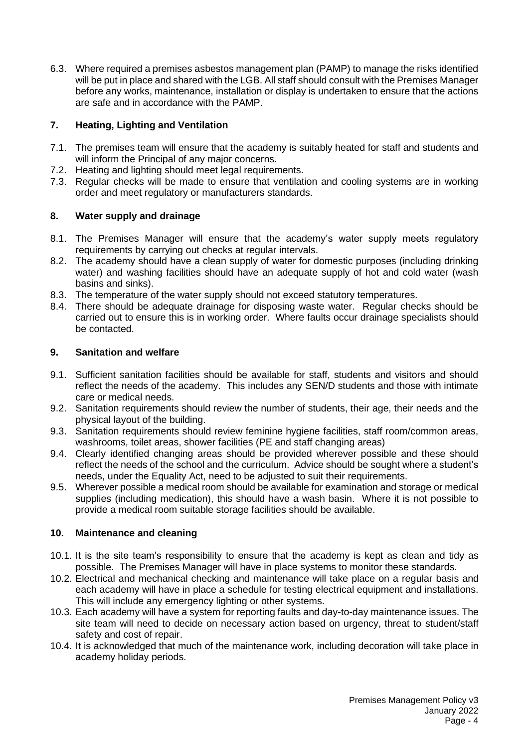6.3. Where required a premises asbestos management plan (PAMP) to manage the risks identified will be put in place and shared with the LGB. All staff should consult with the Premises Manager before any works, maintenance, installation or display is undertaken to ensure that the actions are safe and in accordance with the PAMP.

## 7. Heating, Lighting and Ventilation

7.1. The premises team will ensure that the academy is suitably heated for staff and students and will inform the Principal of any major concerns.
7.2. Heating and lighting should meet legal requirements.
7.3. Regular checks will be made to ensure that ventilation and cooling systems are in working order and meet regulatory or manufacturers standards.

## 8. Water supply and drainage

8.1. The Premises Manager will ensure that the academy's water supply meets regulatory requirements by carrying out checks at regular intervals.
8.2. The academy should have a clean supply of water for domestic purposes (including drinking water) and washing facilities should have an adequate supply of hot and cold water (wash basins and sinks).
8.3. The temperature of the water supply should not exceed statutory temperatures.
8.4. There should be adequate drainage for disposing waste water. Regular checks should be carried out to ensure this is in working order. Where faults occur drainage specialists should be contacted.

## 9. Sanitation and welfare

9.1. Sufficient sanitation facilities should be available for staff, students and visitors and should reflect the needs of the academy. This includes any SEN/D students and those with intimate care or medical needs.
9.2. Sanitation requirements should review the number of students, their age, their needs and the physical layout of the building.
9.3. Sanitation requirements should review feminine hygiene facilities, staff room/common areas, washrooms, toilet areas, shower facilities (PE and staff changing areas)
9.4. Clearly identified changing areas should be provided wherever possible and these should reflect the needs of the school and the curriculum. Advice should be sought where a student's needs, under the Equality Act, need to be adjusted to suit their requirements.
9.5. Wherever possible a medical room should be available for examination and storage or medical supplies (including medication), this should have a wash basin. Where it is not possible to provide a medical room suitable storage facilities should be available.

## 10. Maintenance and cleaning

10.1. It is the site team's responsibility to ensure that the academy is kept as clean and tidy as possible. The Premises Manager will have in place systems to monitor these standards.
10.2. Electrical and mechanical checking and maintenance will take place on a regular basis and each academy will have in place a schedule for testing electrical equipment and installations. This will include any emergency lighting or other systems.
10.3. Each academy will have a system for reporting faults and day-to-day maintenance issues. The site team will need to decide on necessary action based on urgency, threat to student/staff safety and cost of repair.
10.4. It is acknowledged that much of the maintenance work, including decoration will take place in academy holiday periods.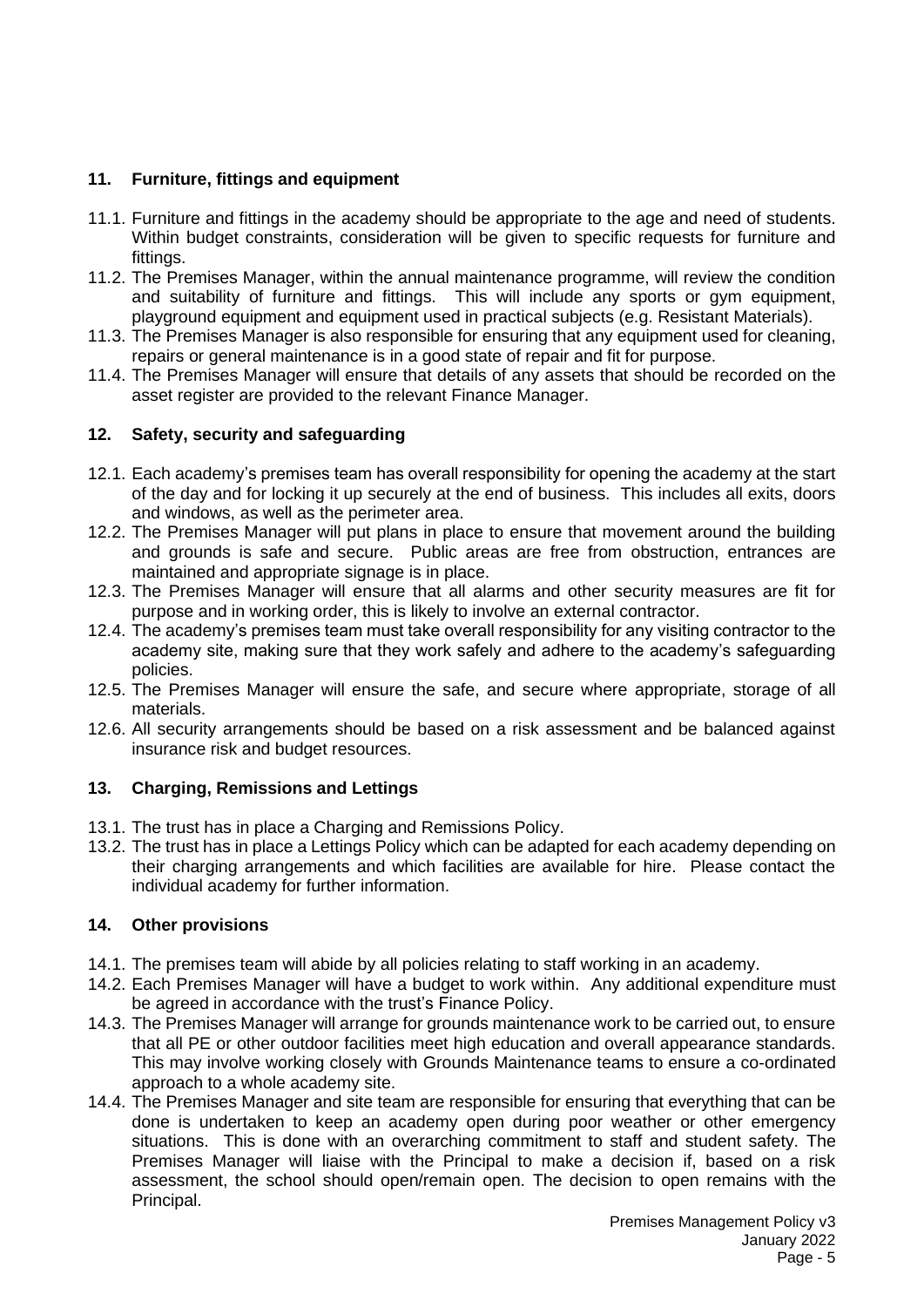## 11. Furniture, fittings and equipment

11.1. Furniture and fittings in the academy should be appropriate to the age and need of students. Within budget constraints, consideration will be given to specific requests for furniture and fittings.

11.2. The Premises Manager, within the annual maintenance programme, will review the condition and suitability of furniture and fittings. This will include any sports or gym equipment, playground equipment and equipment used in practical subjects (e.g. Resistant Materials).

11.3. The Premises Manager is also responsible for ensuring that any equipment used for cleaning, repairs or general maintenance is in a good state of repair and fit for purpose.

11.4. The Premises Manager will ensure that details of any assets that should be recorded on the asset register are provided to the relevant Finance Manager.

## 12. Safety, security and safeguarding

12.1. Each academy's premises team has overall responsibility for opening the academy at the start of the day and for locking it up securely at the end of business. This includes all exits, doors and windows, as well as the perimeter area.

12.2. The Premises Manager will put plans in place to ensure that movement around the building and grounds is safe and secure. Public areas are free from obstruction, entrances are maintained and appropriate signage is in place.

12.3. The Premises Manager will ensure that all alarms and other security measures are fit for purpose and in working order, this is likely to involve an external contractor.

12.4. The academy's premises team must take overall responsibility for any visiting contractor to the academy site, making sure that they work safely and adhere to the academy's safeguarding policies.

12.5. The Premises Manager will ensure the safe, and secure where appropriate, storage of all materials.

12.6. All security arrangements should be based on a risk assessment and be balanced against insurance risk and budget resources.

## 13. Charging, Remissions and Lettings

13.1. The trust has in place a Charging and Remissions Policy.

13.2. The trust has in place a Lettings Policy which can be adapted for each academy depending on their charging arrangements and which facilities are available for hire. Please contact the individual academy for further information.

## 14. Other provisions

14.1. The premises team will abide by all policies relating to staff working in an academy.

14.2. Each Premises Manager will have a budget to work within. Any additional expenditure must be agreed in accordance with the trust's Finance Policy.

14.3. The Premises Manager will arrange for grounds maintenance work to be carried out, to ensure that all PE or other outdoor facilities meet high education and overall appearance standards. This may involve working closely with Grounds Maintenance teams to ensure a co-ordinated approach to a whole academy site.

14.4. The Premises Manager and site team are responsible for ensuring that everything that can be done is undertaken to keep an academy open during poor weather or other emergency situations. This is done with an overarching commitment to staff and student safety. The Premises Manager will liaise with the Principal to make a decision if, based on a risk assessment, the school should open/remain open. The decision to open remains with the Principal.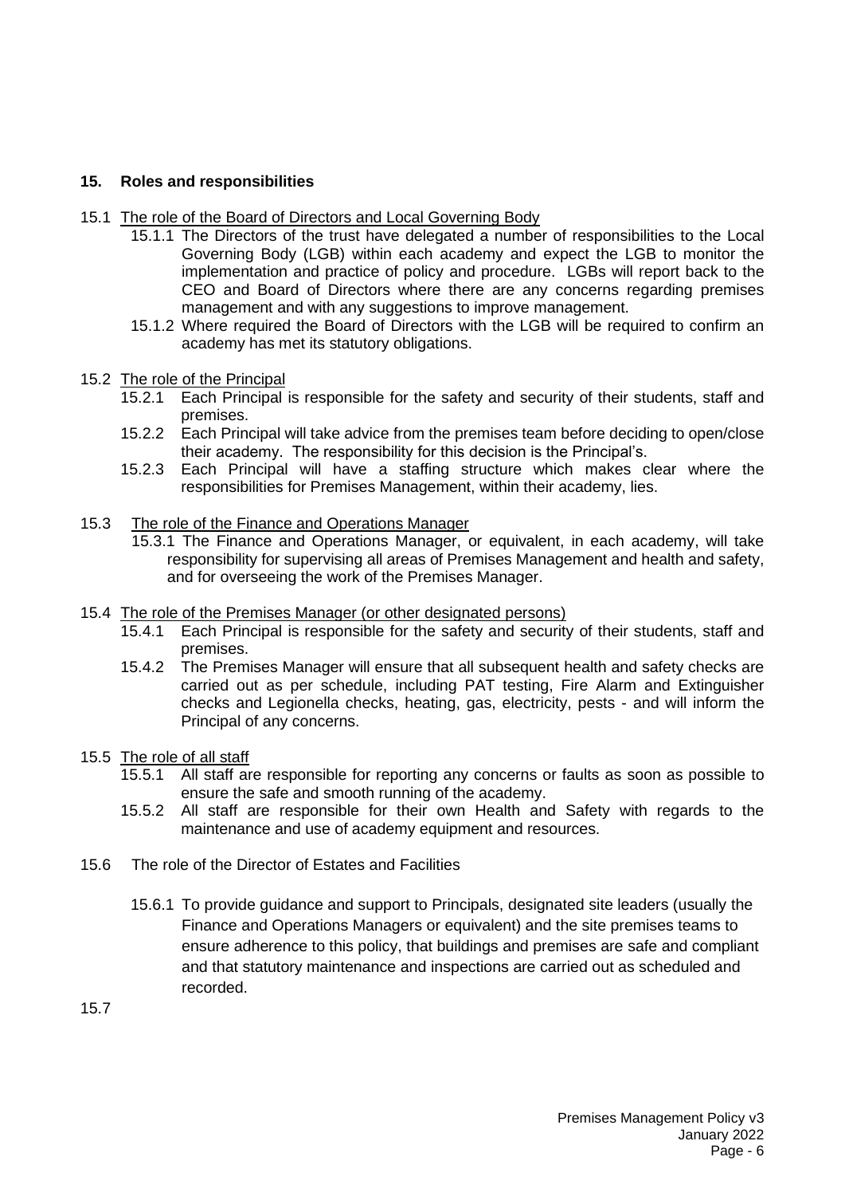## 15. Roles and responsibilities

15.1 <u>The role of the Board of Directors and Local Governing Body</u>

15.1.1 The Directors of the trust have delegated a number of responsibilities to the Local Governing Body (LGB) within each academy and expect the LGB to monitor the implementation and practice of policy and procedure. LGBs will report back to the CEO and Board of Directors where there are any concerns regarding premises management and with any suggestions to improve management.

15.1.2 Where required the Board of Directors with the LGB will be required to confirm an academy has met its statutory obligations.

15.2 <u>The role of the Principal</u>

15.2.1 Each Principal is responsible for the safety and security of their students, staff and premises.

15.2.2 Each Principal will take advice from the premises team before deciding to open/close their academy. The responsibility for this decision is the Principal's.

15.2.3 Each Principal will have a staffing structure which makes clear where the responsibilities for Premises Management, within their academy, lies.

15.3 <u>The role of the Finance and Operations Manager</u>

15.3.1 The Finance and Operations Manager, or equivalent, in each academy, will take responsibility for supervising all areas of Premises Management and health and safety, and for overseeing the work of the Premises Manager.

15.4 <u>The role of the Premises Manager (or other designated persons)</u>

15.4.1 Each Principal is responsible for the safety and security of their students, staff and premises.

15.4.2 The Premises Manager will ensure that all subsequent health and safety checks are carried out as per schedule, including PAT testing, Fire Alarm and Extinguisher checks and Legionella checks, heating, gas, electricity, pests - and will inform the Principal of any concerns.

15.5 <u>The role of all staff</u>

15.5.1 All staff are responsible for reporting any concerns or faults as soon as possible to ensure the safe and smooth running of the academy.

15.5.2 All staff are responsible for their own Health and Safety with regards to the maintenance and use of academy equipment and resources.

15.6 The role of the Director of Estates and Facilities

15.6.1 To provide guidance and support to Principals, designated site leaders (usually the Finance and Operations Managers or equivalent) and the site premises teams to ensure adherence to this policy, that buildings and premises are safe and compliant and that statutory maintenance and inspections are carried out as scheduled and recorded.

15.7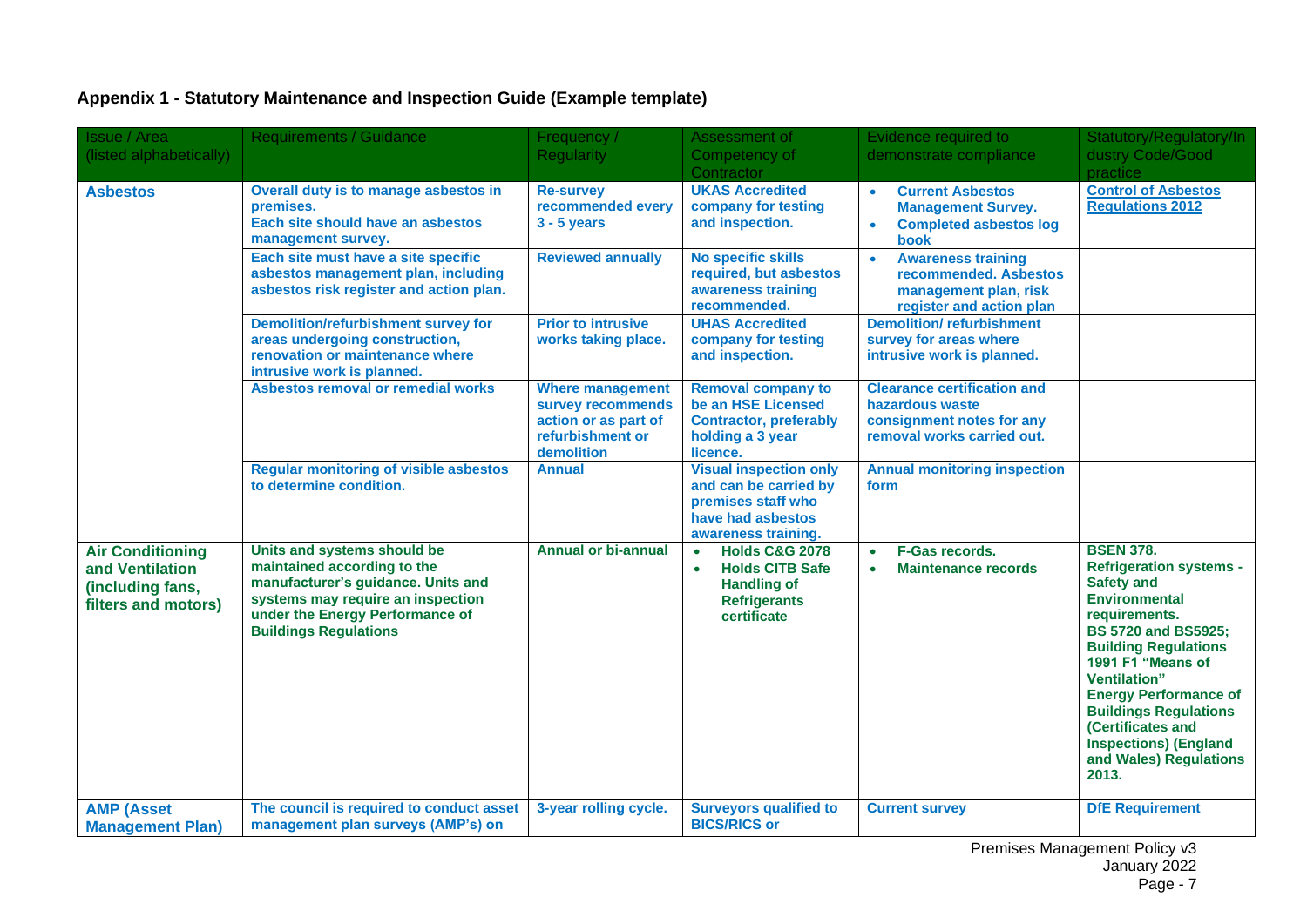**Appendix 1 - Statutory Maintenance and Inspection Guide (Example template)**

| Issue / Area (listed alphabetically) | Requirements / Guidance | Frequency / Regularity | Assessment of Competency of Contractor | Evidence required to demonstrate compliance | Statutory/Regulatory/Industry Code/Good practice |
|---|---|---|---|---|---|
| **Asbestos** | **Overall duty is to manage asbestos in premises. Each site should have an asbestos management survey.** | **Re-survey recommended every 3 - 5 years** | **UKAS Accredited company for testing and inspection.** | • **Current Asbestos Management Survey.** <br> • **Completed asbestos log book** | **Control of Asbestos Regulations 2012** |
| | **Each site must have a site specific asbestos management plan, including asbestos risk register and action plan.** | **Reviewed annually** | **No specific skills required, but asbestos awareness training recommended.** | • **Awareness training recommended. Asbestos management plan, risk register and action plan** | |
| | **Demolition/refurbishment survey for areas undergoing construction, renovation or maintenance where intrusive work is planned.** | **Prior to intrusive works taking place.** | **UHAS Accredited company for testing and inspection.** | **Demolition/ refurbishment survey for areas where intrusive work is planned.** | |
| | **Asbestos removal or remedial works** | **Where management survey recommends action or as part of refurbishment or demolition** | **Removal company to be an HSE Licensed Contractor, preferably holding a 3 year licence.** | **Clearance certification and hazardous waste consignment notes for any removal works carried out.** | |
| | **Regular monitoring of visible asbestos to determine condition.** | **Annual** | **Visual inspection only and can be carried by premises staff who have had asbestos awareness training.** | **Annual monitoring inspection form** | |
| **Air Conditioning and Ventilation (including fans, filters and motors)** | **Units and systems should be maintained according to the manufacturer's guidance. Units and systems may require an inspection under the Energy Performance of Buildings Regulations** | **Annual or bi-annual** | • **Holds C&G 2078** <br> • **Holds CITB Safe Handling of Refrigerants certificate** | • **F-Gas records.** <br> • **Maintenance records** | **BSEN 378. Refrigeration systems - Safety and Environmental requirements. BS 5720 and BS5925; Building Regulations 1991 F1 "Means of Ventilation" Energy Performance of Buildings Regulations (Certificates and Inspections) (England and Wales) Regulations 2013.** |
| **AMP (Asset Management Plan)** | **The council is required to conduct asset management plan surveys (AMP's) on** | **3-year rolling cycle.** | **Surveyors qualified to BICS/RICS or** | **Current survey** | **DfE Requirement** |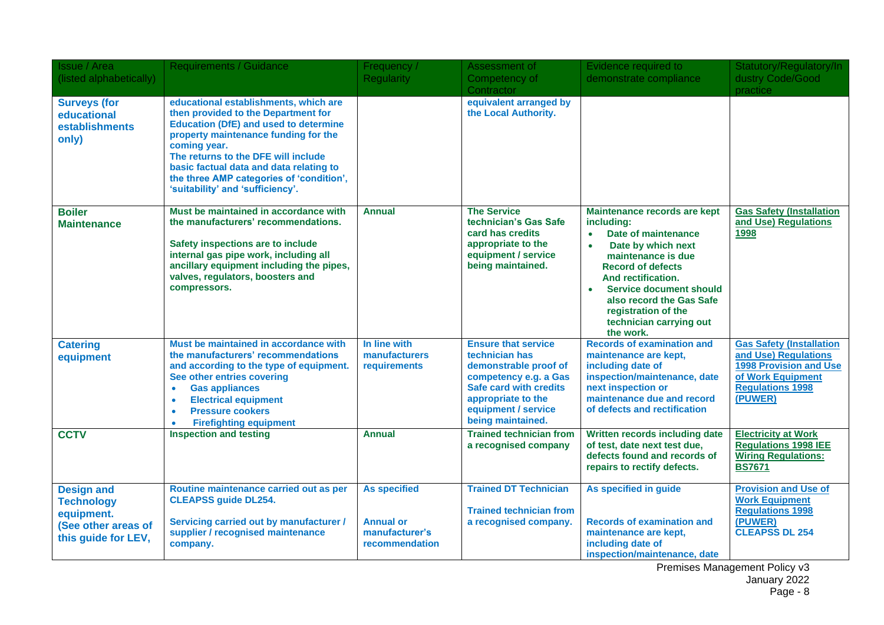| Issue / Area (listed alphabetically) | Requirements / Guidance | Frequency / Regularity | Assessment of Competency of Contractor | Evidence required to demonstrate compliance | Statutory/Regulatory/Industry Code/Good practice |
|---|---|---|---|---|---|
| **Surveys (for educational establishments only)** | **educational establishments, which are then provided to the Department for Education (DfE) and used to determine property maintenance funding for the coming year.** <br> **The returns to the DFE will include basic factual data and data relating to the three AMP categories of 'condition', 'suitability' and 'sufficiency'.** | | **equivalent arranged by the Local Authority.** | | |
| **Boiler Maintenance** | **Must be maintained in accordance with the manufacturers' recommendations.** <br><br> **Safety inspections are to include internal gas pipe work, including all ancillary equipment including the pipes, valves, regulators, boosters and compressors.** | **Annual** | **The Service technician's Gas Safe card has credits appropriate to the equipment / service being maintained.** | **Maintenance records are kept including:** <br> • **Date of maintenance** <br> • **Date by which next maintenance is due Record of defects And rectification.** <br> • **Service document should also record the Gas Safe registration of the technician carrying out the work.** | **Gas Safety (Installation and Use) Regulations 1998** |
| **Catering equipment** | **Must be maintained in accordance with the manufacturers' recommendations and according to the type of equipment. See other entries covering** <br> • **Gas appliances** <br> • **Electrical equipment** <br> • **Pressure cookers** <br> • **Firefighting equipment** | **In line with manufacturers requirements** | **Ensure that service technician has demonstrable proof of competency e.g. a Gas Safe card with credits appropriate to the equipment / service being maintained.** | **Records of examination and maintenance are kept, including date of inspection/maintenance, date next inspection or maintenance due and record of defects and rectification** | **Gas Safety (Installation and Use) Regulations 1998 Provision and Use of Work Equipment Regulations 1998 (PUWER)** |
| **CCTV** | **Inspection and testing** | **Annual** | **Trained technician from a recognised company** | **Written records including date of test, date next test due, defects found and records of repairs to rectify defects.** | **Electricity at Work Regulations 1998 IEE Wiring Regulations: BS7671** |
| **Design and Technology equipment. (See other areas of this guide for LEV,** | **Routine maintenance carried out as per CLEAPSS guide DL254.** <br><br> **Servicing carried out by manufacturer / supplier / recognised maintenance company.** | **As specified** <br><br> **Annual or manufacturer's recommendation** | **Trained DT Technician** <br><br> **Trained technician from a recognised company.** | **As specified in guide** <br><br> **Records of examination and maintenance are kept, including date of inspection/maintenance, date** | **Provision and Use of Work Equipment Regulations 1998 (PUWER)** <br> **CLEAPSS DL 254** |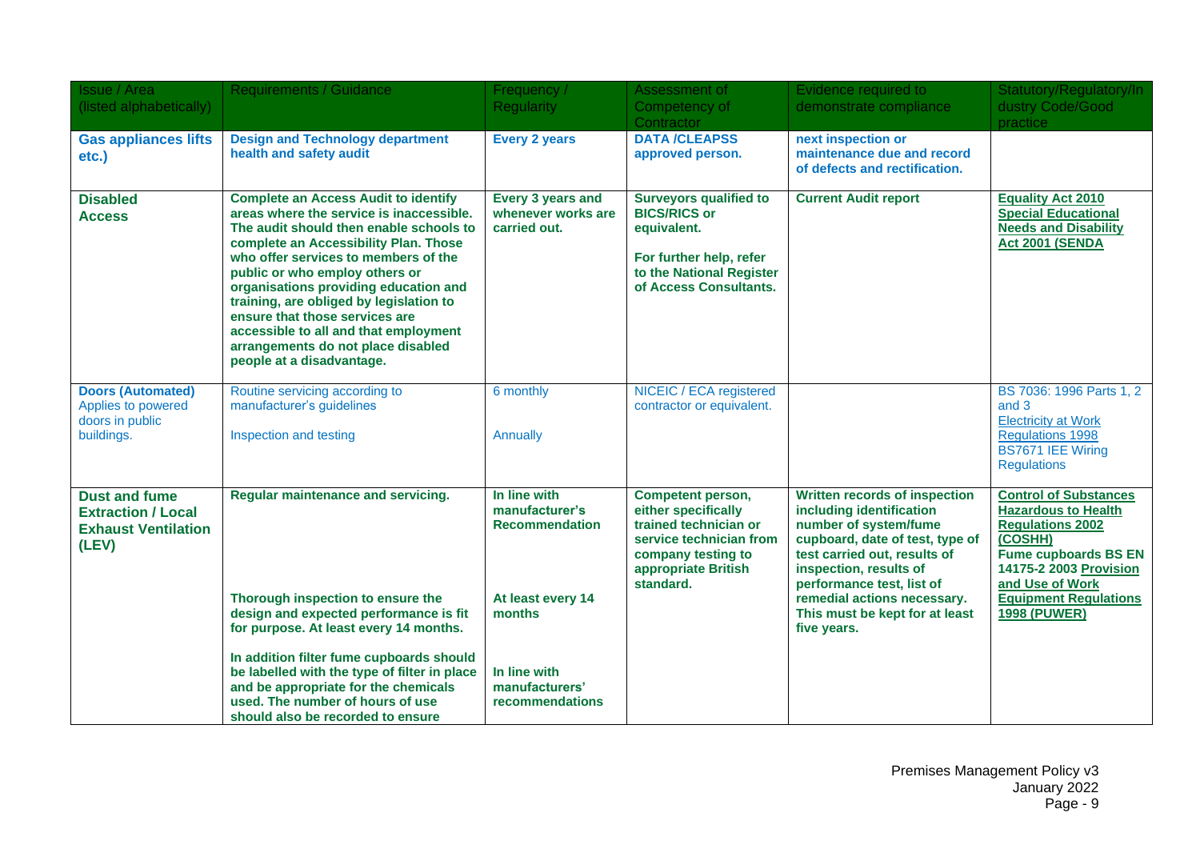| Issue / Area (listed alphabetically) | Requirements / Guidance | Frequency / Regularity | Assessment of Competency of Contractor | Evidence required to demonstrate compliance | Statutory/Regulatory/Industry Code/Good practice |
|---|---|---|---|---|---|
| **Gas appliances lifts etc.)** | **Design and Technology department health and safety audit** | **Every 2 years** | **DATA /CLEAPSS approved person.** | **next inspection or maintenance due and record of defects and rectification.** | |
| **Disabled Access** | **Complete an Access Audit to identify areas where the service is inaccessible. The audit should then enable schools to complete an Accessibility Plan. Those who offer services to members of the public or who employ others or organisations providing education and training, are obliged by legislation to ensure that those services are accessible to all and that employment arrangements do not place disabled people at a disadvantage.** | **Every 3 years and whenever works are carried out.** | **Surveyors qualified to BICS/RICS or equivalent.** <br><br> **For further help, refer to the National Register of Access Consultants.** | **Current Audit report** | **Equality Act 2010** <br> **Special Educational Needs and Disability Act 2001 (SENDA** |
| **Doors (Automated)** Applies to powered doors in public buildings. | Routine servicing according to manufacturer's guidelines <br><br> Inspection and testing | 6 monthly <br><br> Annually | NICEIC / ECA registered contractor or equivalent. | | BS 7036: 1996 Parts 1, 2 and 3 <br> Electricity at Work Regulations 1998 <br> BS7671 IEE Wiring Regulations |
| **Dust and fume Extraction / Local Exhaust Ventilation (LEV)** | **Regular maintenance and servicing.** <br><br> **Thorough inspection to ensure the design and expected performance is fit for purpose. At least every 14 months.** <br><br> **In addition filter fume cupboards should be labelled with the type of filter in place and be appropriate for the chemicals used. The number of hours of use should also be recorded to ensure** | **In line with manufacturer's Recommendation** <br><br> **At least every 14 months** <br><br> **In line with manufacturers' recommendations** | **Competent person, either specifically trained technician or service technician from company testing to appropriate British standard.** | **Written records of inspection including identification number of system/fume cupboard, date of test, type of test carried out, results of inspection, results of performance test, list of remedial actions necessary. This must be kept for at least five years.** | **Control of Substances Hazardous to Health Regulations 2002 (COSHH)** <br> **Fume cupboards BS EN 14175-2 2003 Provision and Use of Work Equipment Regulations 1998 (PUWER)** |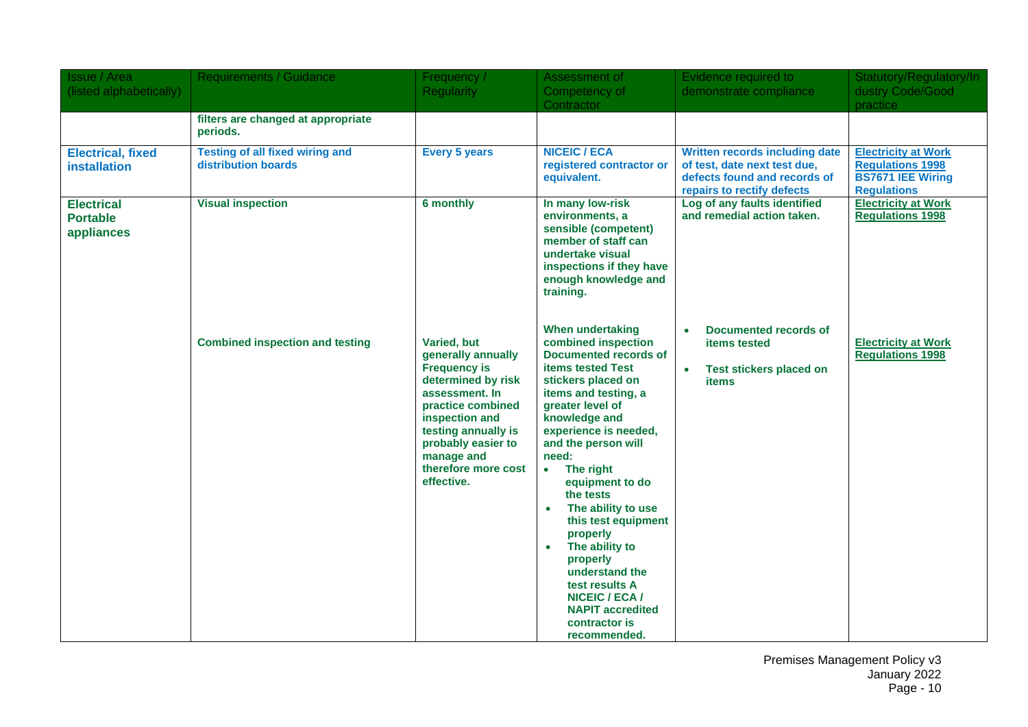| Issue / Area (listed alphabetically) | Requirements / Guidance | Frequency / Regularity | Assessment of Competency of Contractor | Evidence required to demonstrate compliance | Statutory/Regulatory/Industry Code/Good practice |
|---|---|---|---|---|---|
| | **filters are changed at appropriate periods.** | | | | |
| **Electrical, fixed installation** | **Testing of all fixed wiring and distribution boards** | **Every 5 years** | **NICEIC / ECA registered contractor or equivalent.** | **Written records including date of test, date next test due, defects found and records of repairs to rectify defects** | **Electricity at Work Regulations 1998** **BS7671 IEE Wiring Regulations** |
| **Electrical Portable appliances** | **Visual inspection** | **6 monthly** | **In many low-risk environments, a sensible (competent) member of staff can undertake visual inspections if they have enough knowledge and training.** | **Log of any faults identified and remedial action taken.** | **Electricity at Work Regulations 1998** |
| | **Combined inspection and testing** | **Varied, but generally annually Frequency is determined by risk assessment. In practice combined inspection and testing annually is probably easier to manage and therefore more cost effective.** | **When undertaking combined inspection Documented records of items tested Test stickers placed on items and testing, a greater level of knowledge and experience is needed, and the person will need:**<br>• **The right equipment to do the tests**<br>• **The ability to use this test equipment properly**<br>• **The ability to properly understand the test results A NICEIC / ECA / NAPIT accredited contractor is recommended.** | • **Documented records of items tested**<br>• **Test stickers placed on items** | **Electricity at Work Regulations 1998** |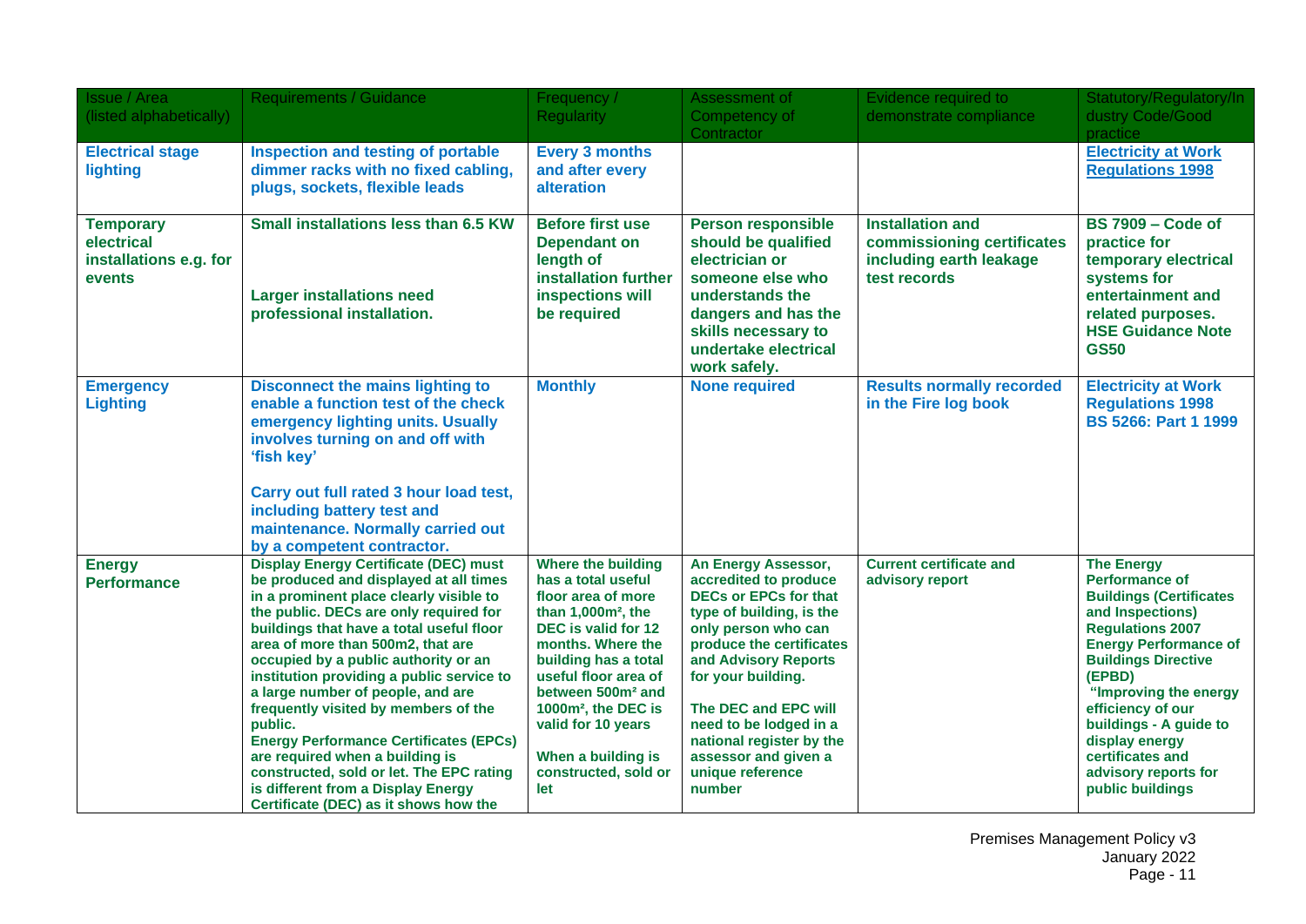| Issue / Area (listed alphabetically) | Requirements / Guidance | Frequency / Regularity | Assessment of Competency of Contractor | Evidence required to demonstrate compliance | Statutory/Regulatory/Industry Code/Good practice |
|---|---|---|---|---|---|
| **Electrical stage lighting** | **Inspection and testing of portable dimmer racks with no fixed cabling, plugs, sockets, flexible leads** | **Every 3 months and after every alteration** | | | **Electricity at Work Regulations 1998** |
| **Temporary electrical installations e.g. for events** | **Small installations less than 6.5 KW**<br><br>**Larger installations need professional installation.** | **Before first use Dependant on length of installation further inspections will be required** | **Person responsible should be qualified electrician or someone else who understands the dangers and has the skills necessary to undertake electrical work safely.** | **Installation and commissioning certificates including earth leakage test records** | **BS 7909 – Code of practice for temporary electrical systems for entertainment and related purposes. HSE Guidance Note GS50** |
| **Emergency Lighting** | **Disconnect the mains lighting to enable a function test of the check emergency lighting units. Usually involves turning on and off with 'fish key'**<br><br>**Carry out full rated 3 hour load test, including battery test and maintenance. Normally carried out by a competent contractor.** | **Monthly** | **None required** | **Results normally recorded in the Fire log book** | **Electricity at Work Regulations 1998 BS 5266: Part 1 1999** |
| **Energy Performance** | **Display Energy Certificate (DEC) must be produced and displayed at all times in a prominent place clearly visible to the public. DECs are only required for buildings that have a total useful floor area of more than 500m2, that are occupied by a public authority or an institution providing a public service to a large number of people, and are frequently visited by members of the public.**<br>**Energy Performance Certificates (EPCs) are required when a building is constructed, sold or let. The EPC rating is different from a Display Energy Certificate (DEC) as it shows how the** | **Where the building has a total useful floor area of more than 1,000m², the DEC is valid for 12 months. Where the building has a total useful floor area of between 500m² and 1000m², the DEC is valid for 10 years**<br><br>**When a building is constructed, sold or let** | **An Energy Assessor, accredited to produce DECs or EPCs for that type of building, is the only person who can produce the certificates and Advisory Reports for your building.**<br><br>**The DEC and EPC will need to be lodged in a national register by the assessor and given a unique reference number** | **Current certificate and advisory report** | **The Energy Performance of Buildings (Certificates and Inspections) Regulations 2007 Energy Performance of Buildings Directive (EPBD) "Improving the energy efficiency of our buildings - A guide to display energy certificates and advisory reports for public buildings** |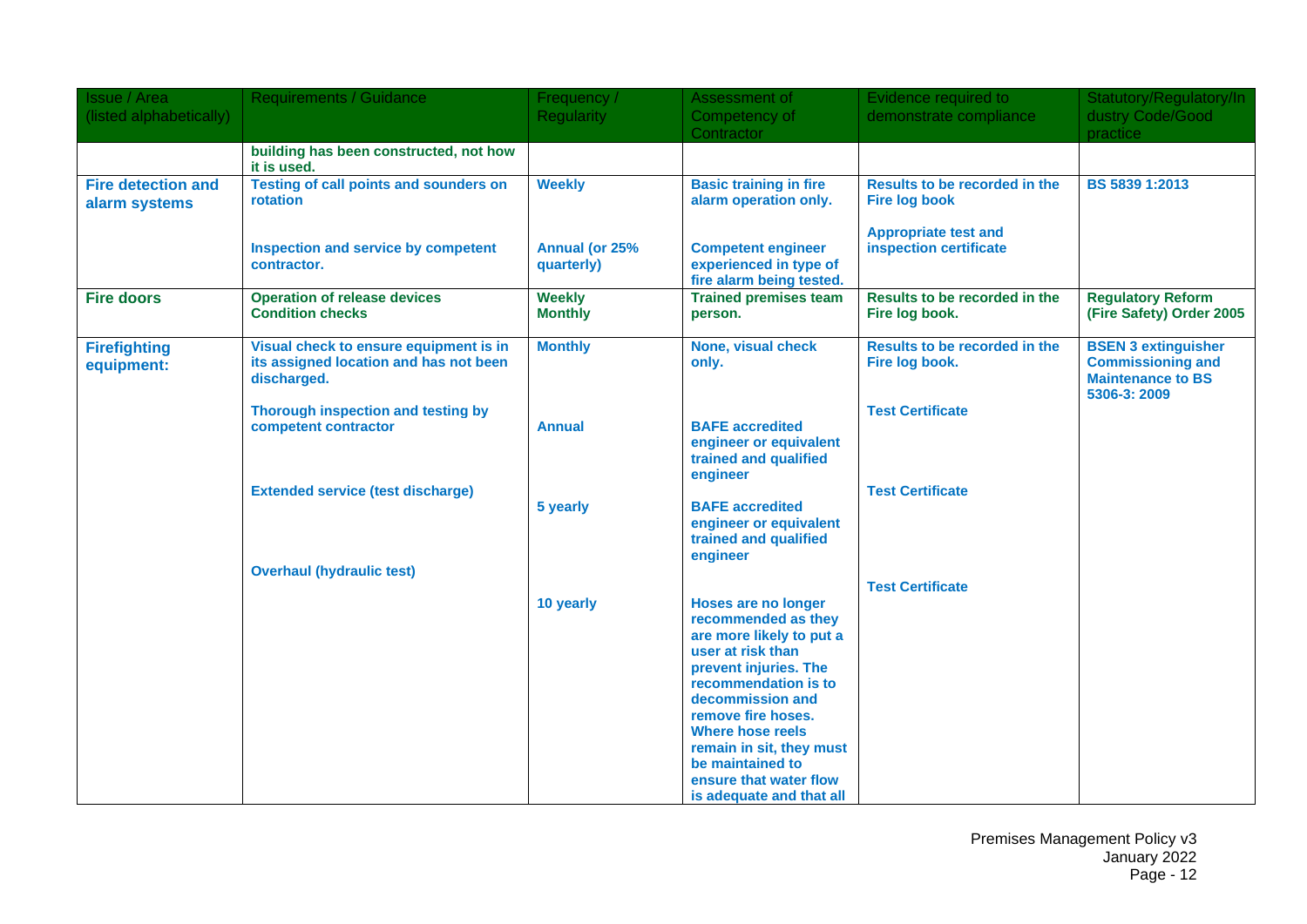| Issue / Area (listed alphabetically) | Requirements / Guidance | Frequency / Regularity | Assessment of Competency of Contractor | Evidence required to demonstrate compliance | Statutory/Regulatory/Industry Code/Good practice |
|---|---|---|---|---|---|
| | **building has been constructed, not how it is used.** | | | | |
| **Fire detection and alarm systems** | **Testing of call points and sounders on rotation**<br><br>**Inspection and service by competent contractor.** | **Weekly**<br><br>**Annual (or 25% quarterly)** | **Basic training in fire alarm operation only.**<br><br>**Competent engineer experienced in type of fire alarm being tested.** | **Results to be recorded in the Fire log book**<br><br>**Appropriate test and inspection certificate** | **BS 5839 1:2013** |
| **Fire doors** | **Operation of release devices**<br>**Condition checks** | **Weekly**<br>**Monthly** | **Trained premises team person.** | **Results to be recorded in the Fire log book.** | **Regulatory Reform (Fire Safety) Order 2005** |
| **Firefighting equipment:** | **Visual check to ensure equipment is in its assigned location and has not been discharged.**<br><br>**Thorough inspection and testing by competent contractor**<br><br>**Extended service (test discharge)**<br><br>**Overhaul (hydraulic test)** | **Monthly**<br><br>**Annual**<br><br>**5 yearly**<br><br>**10 yearly** | **None, visual check only.**<br><br>**BAFE accredited engineer or equivalent trained and qualified engineer**<br><br>**BAFE accredited engineer or equivalent trained and qualified engineer**<br><br>**Hoses are no longer recommended as they are more likely to put a user at risk than prevent injuries. The recommendation is to decommission and remove fire hoses. Where hose reels remain in sit, they must be maintained to ensure that water flow is adequate and that all** | **Results to be recorded in the Fire log book.**<br><br>**Test Certificate**<br><br>**Test Certificate**<br><br>**Test Certificate** | **BSEN 3 extinguisher Commissioning and Maintenance to BS 5306-3: 2009** |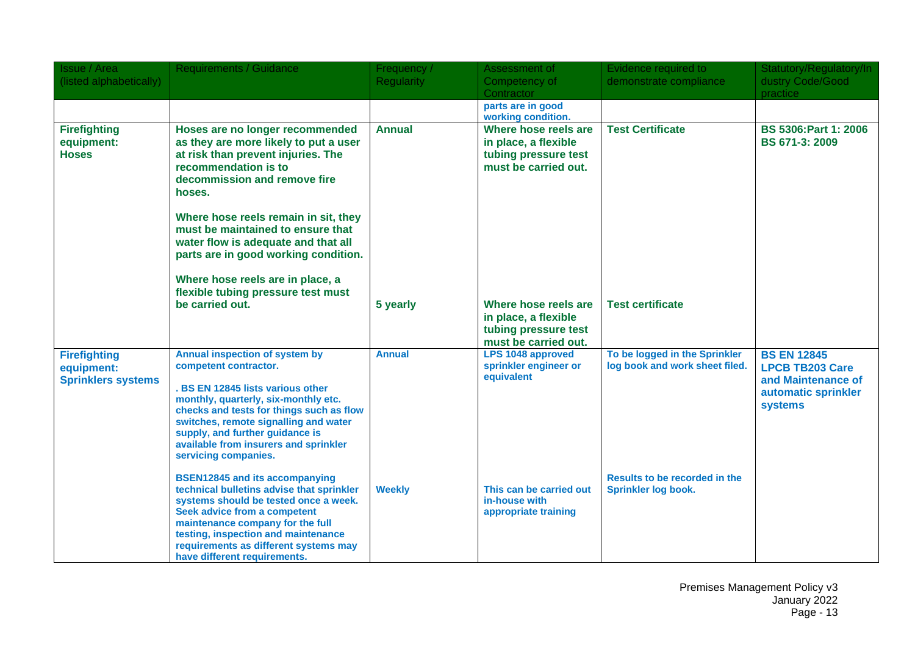| Issue / Area (listed alphabetically) | Requirements / Guidance | Frequency / Regularity | Assessment of Competency of Contractor | Evidence required to demonstrate compliance | Statutory/Regulatory/Industry Code/Good practice |
|---|---|---|---|---|---|
| | | | **parts are in good working condition.** | | |
| **Firefighting equipment: Hoses** | **Hoses are no longer recommended as they are more likely to put a user at risk than prevent injuries. The recommendation is to decommission and remove fire hoses.**<br><br>**Where hose reels remain in sit, they must be maintained to ensure that water flow is adequate and that all parts are in good working condition.** | **Annual** | **Where hose reels are in place, a flexible tubing pressure test must be carried out.** | **Test Certificate** | **BS 5306:Part 1: 2006**<br>**BS 671-3: 2009** |
| | **Where hose reels are in place, a flexible tubing pressure test must be carried out.** | **5 yearly** | **Where hose reels are in place, a flexible tubing pressure test must be carried out.** | **Test certificate** | |
| **Firefighting equipment: Sprinklers systems** | **Annual inspection of system by competent contractor.**<br><br>**. BS EN 12845 lists various other monthly, quarterly, six-monthly etc. checks and tests for things such as flow switches, remote signalling and water supply, and further guidance is available from insurers and sprinkler servicing companies.** | **Annual** | **LPS 1048 approved sprinkler engineer or equivalent** | **To be logged in the Sprinkler log book and work sheet filed.** | **BS EN 12845**<br>**LPCB TB203 Care and Maintenance of automatic sprinkler systems** |
| | **BSEN12845 and its accompanying technical bulletins advise that sprinkler systems should be tested once a week. Seek advice from a competent maintenance company for the full testing, inspection and maintenance requirements as different systems may have different requirements.** | **Weekly** | **This can be carried out in-house with appropriate training** | **Results to be recorded in the Sprinkler log book.** | |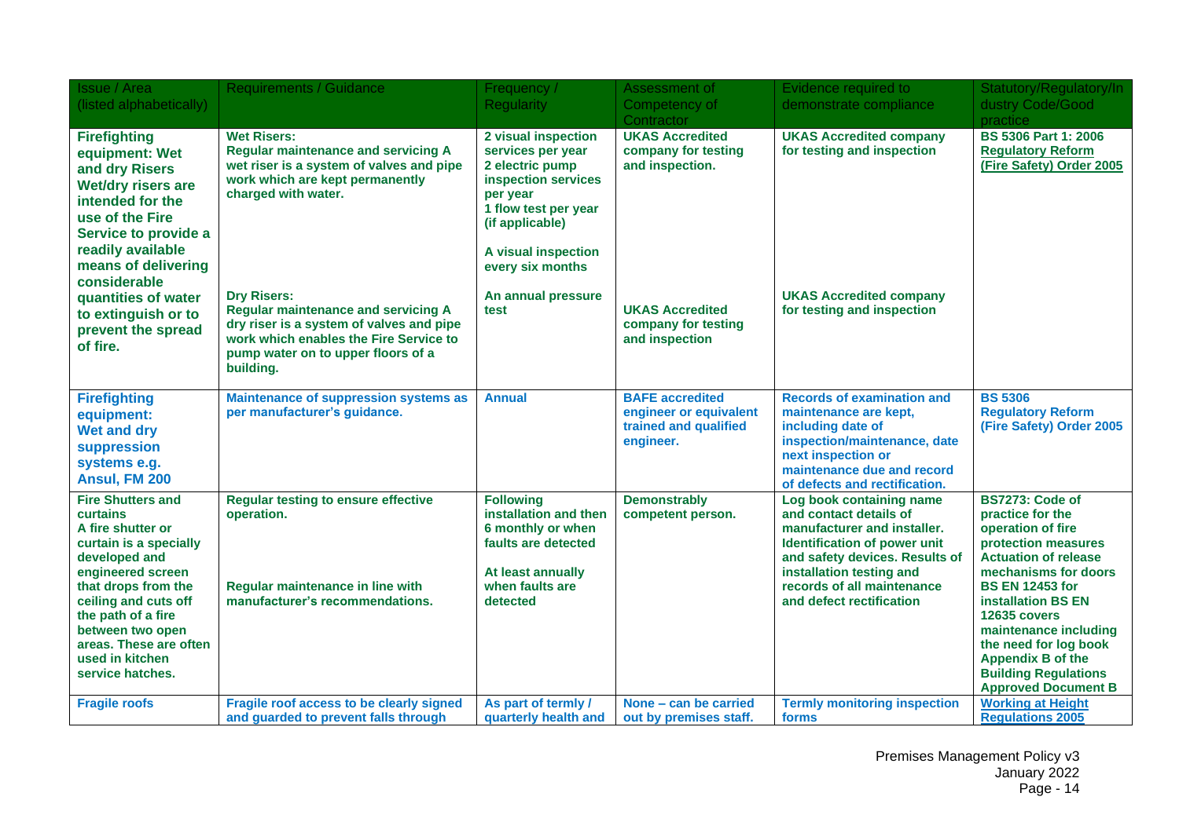| Issue / Area (listed alphabetically) | Requirements / Guidance | Frequency / Regularity | Assessment of Competency of Contractor | Evidence required to demonstrate compliance | Statutory/Regulatory/Industry Code/Good practice |
|---|---|---|---|---|---|
| **Firefighting equipment: Wet and dry Risers** Wet/dry risers are intended for the use of the Fire Service to provide a readily available means of delivering considerable quantities of water to extinguish or to prevent the spread of fire. | **Wet Risers:** Regular maintenance and servicing A wet riser is a system of valves and pipe work which are kept permanently charged with water.<br><br>**Dry Risers:** Regular maintenance and servicing A dry riser is a system of valves and pipe work which enables the Fire Service to pump water on to upper floors of a building. | 2 visual inspection services per year<br>2 electric pump inspection services per year<br>1 flow test per year (if applicable)<br><br>A visual inspection every six months<br><br>An annual pressure test | UKAS Accredited company for testing and inspection.<br><br>UKAS Accredited company for testing and inspection | UKAS Accredited company for testing and inspection<br><br>UKAS Accredited company for testing and inspection | BS 5306 Part 1: 2006<br>Regulatory Reform (Fire Safety) Order 2005 |
| **Firefighting equipment: Wet and dry suppression systems e.g. Ansul, FM 200** | Maintenance of suppression systems as per manufacturer's guidance. | Annual | BAFE accredited engineer or equivalent trained and qualified engineer. | Records of examination and maintenance are kept, including date of inspection/maintenance, date next inspection or maintenance due and record of defects and rectification. | BS 5306<br>Regulatory Reform (Fire Safety) Order 2005 |
| **Fire Shutters and curtains** A fire shutter or curtain is a specially developed and engineered screen that drops from the ceiling and cuts off the path of a fire between two open areas. These are often used in kitchen service hatches. | Regular testing to ensure effective operation.<br><br>Regular maintenance in line with manufacturer's recommendations. | Following installation and then 6 monthly or when faults are detected<br><br>At least annually when faults are detected | Demonstrably competent person. | Log book containing name and contact details of manufacturer and installer. Identification of power unit and safety devices. Results of installation testing and records of all maintenance and defect rectification | BS7273: Code of practice for the operation of fire protection measures Actuation of release mechanisms for doors BS EN 12453 for installation BS EN 12635 covers maintenance including the need for log book Appendix B of the Building Regulations Approved Document B |
| **Fragile roofs** | Fragile roof access to be clearly signed and guarded to prevent falls through | As part of termly / quarterly health and | None – can be carried out by premises staff. | Termly monitoring inspection forms | Working at Height Regulations 2005 |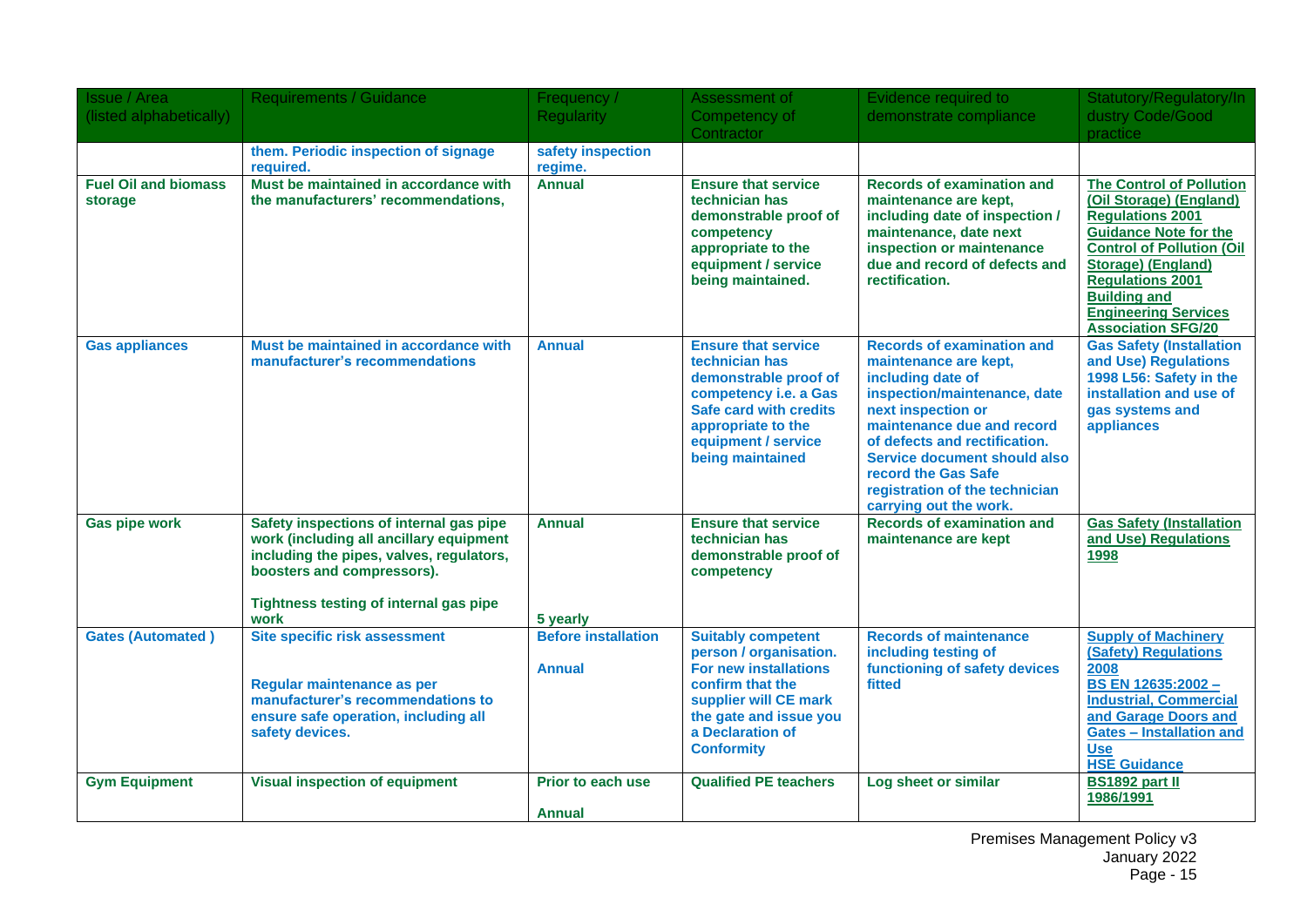| Issue / Area (listed alphabetically) | Requirements / Guidance | Frequency / Regularity | Assessment of Competency of Contractor | Evidence required to demonstrate compliance | Statutory/Regulatory/Industry Code/Good practice |
|---|---|---|---|---|---|
| | **them. Periodic inspection of signage required.** | **safety inspection regime.** | | | |
| **Fuel Oil and biomass storage** | **Must be maintained in accordance with the manufacturers' recommendations,** | **Annual** | **Ensure that service technician has demonstrable proof of competency appropriate to the equipment / service being maintained.** | **Records of examination and maintenance are kept, including date of inspection / maintenance, date next inspection or maintenance due and record of defects and rectification.** | **The Control of Pollution (Oil Storage) (England) Regulations 2001**<br>**Guidance Note for the Control of Pollution (Oil Storage) (England) Regulations 2001**<br>**Building and Engineering Services Association SFG/20** |
| **Gas appliances** | **Must be maintained in accordance with manufacturer's recommendations** | **Annual** | **Ensure that service technician has demonstrable proof of competency i.e. a Gas Safe card with credits appropriate to the equipment / service being maintained** | **Records of examination and maintenance are kept, including date of inspection/maintenance, date next inspection or maintenance due and record of defects and rectification. Service document should also record the Gas Safe registration of the technician carrying out the work.** | **Gas Safety (Installation and Use) Regulations 1998 L56: Safety in the installation and use of gas systems and appliances** |
| **Gas pipe work** | **Safety inspections of internal gas pipe work (including all ancillary equipment including the pipes, valves, regulators, boosters and compressors).**<br><br>**Tightness testing of internal gas pipe work** | **Annual**<br><br>**5 yearly** | **Ensure that service technician has demonstrable proof of competency** | **Records of examination and maintenance are kept** | **Gas Safety (Installation and Use) Regulations 1998** |
| **Gates (Automated )** | **Site specific risk assessment**<br><br>**Regular maintenance as per manufacturer's recommendations to ensure safe operation, including all safety devices.** | **Before installation**<br><br>**Annual** | **Suitably competent person / organisation. For new installations confirm that the supplier will CE mark the gate and issue you a Declaration of Conformity** | **Records of maintenance including testing of functioning of safety devices fitted** | **Supply of Machinery (Safety) Regulations 2008**<br>**BS EN 12635:2002 – Industrial, Commercial and Garage Doors and Gates – Installation and Use**<br>**HSE Guidance** |
| **Gym Equipment** | **Visual inspection of equipment** | **Prior to each use**<br><br>**Annual** | **Qualified PE teachers** | **Log sheet or similar** | **BS1892 part II 1986/1991** |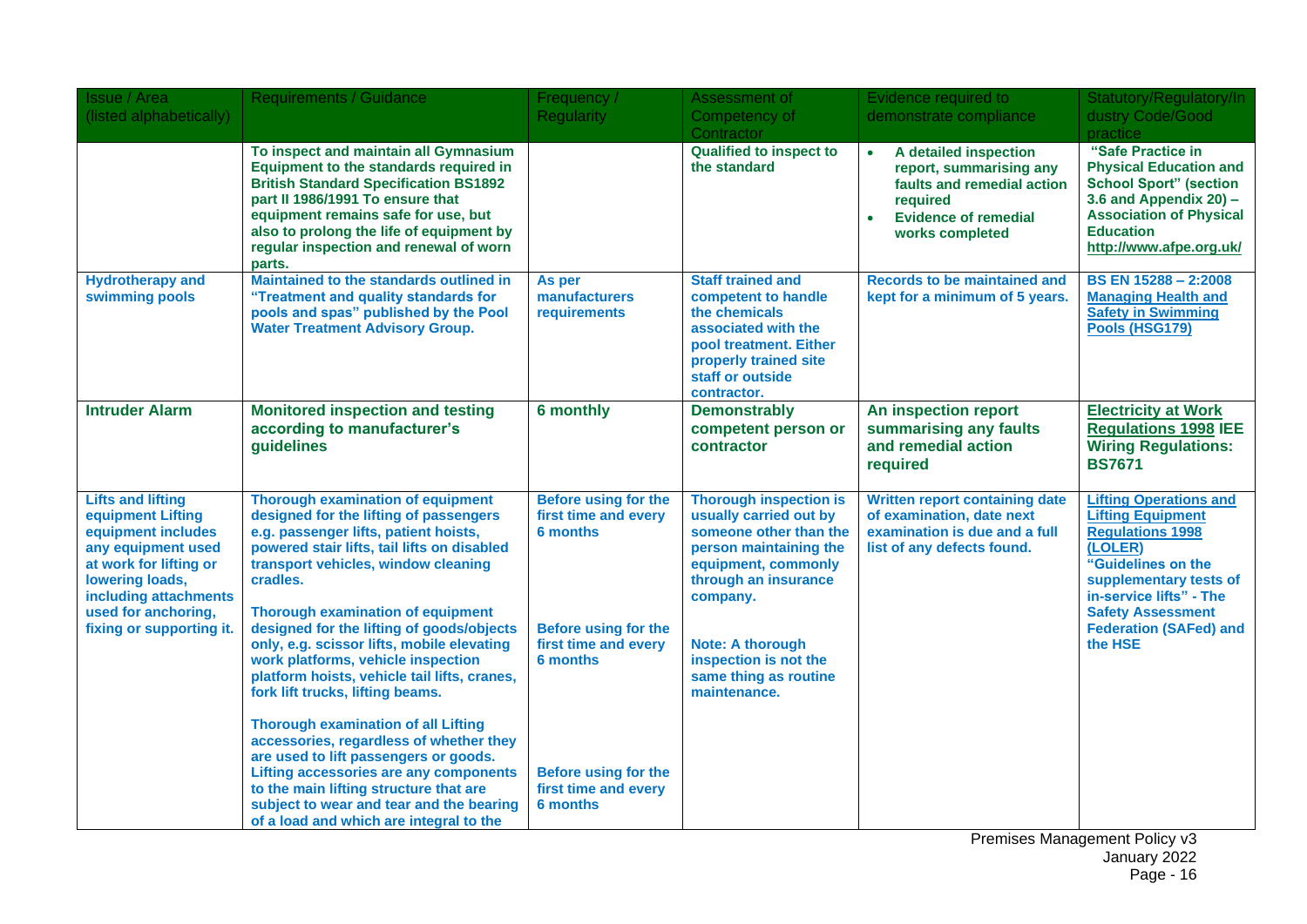| Issue / Area (listed alphabetically) | Requirements / Guidance | Frequency / Regularity | Assessment of Competency of Contractor | Evidence required to demonstrate compliance | Statutory/Regulatory/Industry Code/Good practice |
|---|---|---|---|---|---|
| | **To inspect and maintain all Gymnasium Equipment to the standards required in British Standard Specification BS1892 part II 1986/1991 To ensure that equipment remains safe for use, but also to prolong the life of equipment by regular inspection and renewal of worn parts.** | | **Qualified to inspect to the standard** | • **A detailed inspection report, summarising any faults and remedial action required** <br> • **Evidence of remedial works completed** | **"Safe Practice in Physical Education and School Sport" (section 3.6 and Appendix 20) – Association of Physical Education http://www.afpe.org.uk/** |
| **Hydrotherapy and swimming pools** | **Maintained to the standards outlined in "Treatment and quality standards for pools and spas" published by the Pool Water Treatment Advisory Group.** | **As per manufacturers requirements** | **Staff trained and competent to handle the chemicals associated with the pool treatment. Either properly trained site staff or outside contractor.** | **Records to be maintained and kept for a minimum of 5 years.** | **BS EN 15288 – 2:2008 Managing Health and Safety in Swimming Pools (HSG179)** |
| **Intruder Alarm** | **Monitored inspection and testing according to manufacturer's guidelines** | **6 monthly** | **Demonstrably competent person or contractor** | **An inspection report summarising any faults and remedial action required** | **Electricity at Work Regulations 1998 IEE Wiring Regulations: BS7671** |
| **Lifts and lifting equipment Lifting equipment includes any equipment used at work for lifting or lowering loads, including attachments used for anchoring, fixing or supporting it.** | **Thorough examination of equipment designed for the lifting of passengers e.g. passenger lifts, patient hoists, powered stair lifts, tail lifts on disabled transport vehicles, window cleaning cradles.** <br><br> **Thorough examination of equipment designed for the lifting of goods/objects only, e.g. scissor lifts, mobile elevating work platforms, vehicle inspection platform hoists, vehicle tail lifts, cranes, fork lift trucks, lifting beams.** <br><br> **Thorough examination of all Lifting accessories, regardless of whether they are used to lift passengers or goods. Lifting accessories are any components to the main lifting structure that are subject to wear and tear and the bearing of a load and which are integral to the** | **Before using for the first time and every 6 months** <br><br> **Before using for the first time and every 6 months** <br><br> **Before using for the first time and every 6 months** | **Thorough inspection is usually carried out by someone other than the person maintaining the equipment, commonly through an insurance company.** <br><br> **Note: A thorough inspection is not the same thing as routine maintenance.** | **Written report containing date of examination, date next examination is due and a full list of any defects found.** | **Lifting Operations and Lifting Equipment Regulations 1998 (LOLER) "Guidelines on the supplementary tests of in-service lifts" - The Safety Assessment Federation (SAFed) and the HSE** |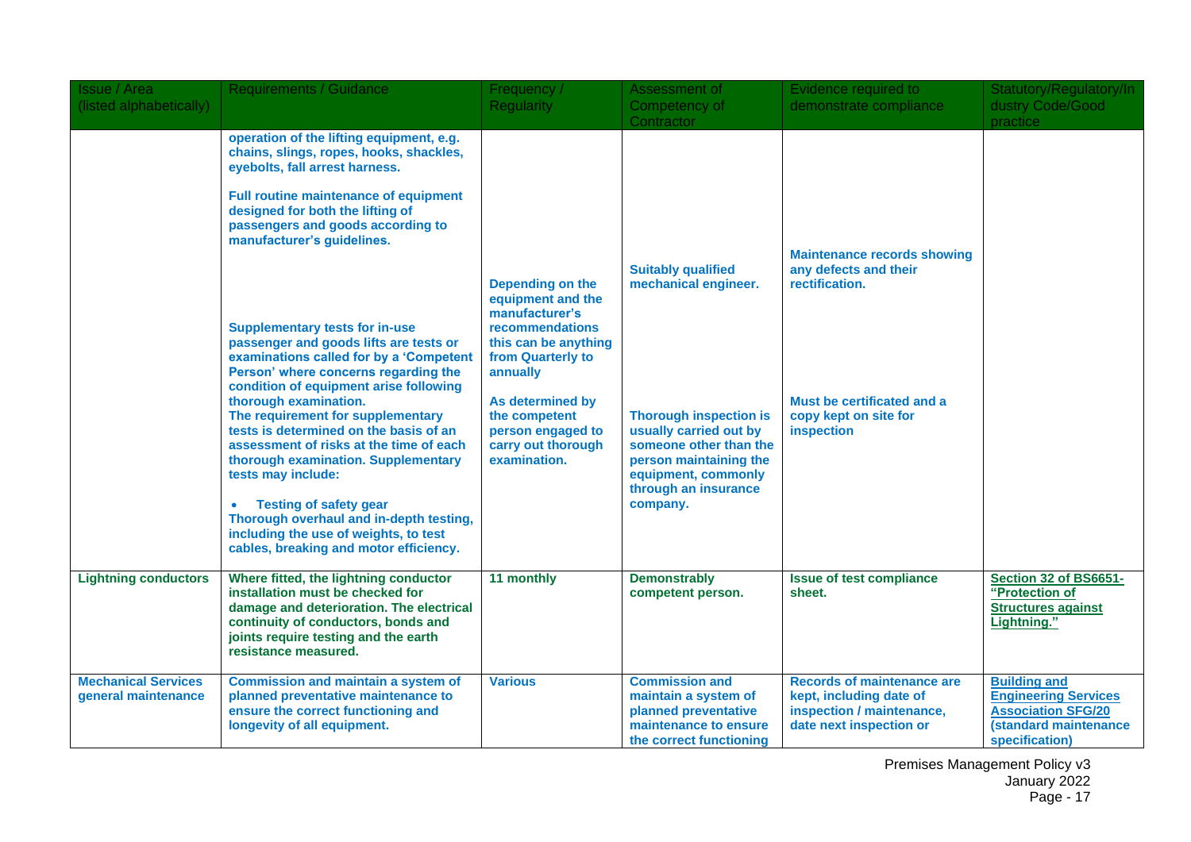| Issue / Area (listed alphabetically) | Requirements / Guidance | Frequency / Regularity | Assessment of Competency of Contractor | Evidence required to demonstrate compliance | Statutory/Regulatory/Industry Code/Good practice |
|---|---|---|---|---|---|
| | **operation of the lifting equipment, e.g. chains, slings, ropes, hooks, shackles, eyebolts, fall arrest harness.** | | | | |
| | **Full routine maintenance of equipment designed for both the lifting of passengers and goods according to manufacturer's guidelines.** | **Depending on the equipment and the manufacturer's recommendations this can be anything from Quarterly to annually** | **Suitably qualified mechanical engineer.** | **Maintenance records showing any defects and their rectification.** | |
| | **Supplementary tests for in-use passenger and goods lifts are tests or examinations called for by a 'Competent Person' where concerns regarding the condition of equipment arise following thorough examination.** **The requirement for supplementary tests is determined on the basis of an assessment of risks at the time of each thorough examination. Supplementary tests may include:** • **Testing of safety gear** **Thorough overhaul and in-depth testing, including the use of weights, to test cables, breaking and motor efficiency.** | **As determined by the competent person engaged to carry out thorough examination.** | **Thorough inspection is usually carried out by someone other than the person maintaining the equipment, commonly through an insurance company.** | **Must be certificated and a copy kept on site for inspection** | |
| **Lightning conductors** | **Where fitted, the lightning conductor installation must be checked for damage and deterioration. The electrical continuity of conductors, bonds and joints require testing and the earth resistance measured.** | **11 monthly** | **Demonstrably competent person.** | **Issue of test compliance sheet.** | **Section 32 of BS6651- "Protection of Structures against Lightning."** |
| **Mechanical Services general maintenance** | **Commission and maintain a system of planned preventative maintenance to ensure the correct functioning and longevity of all equipment.** | **Various** | **Commission and maintain a system of planned preventative maintenance to ensure the correct functioning** | **Records of maintenance are kept, including date of inspection / maintenance, date next inspection or** | **Building and Engineering Services Association SFG/20 (standard maintenance specification)** |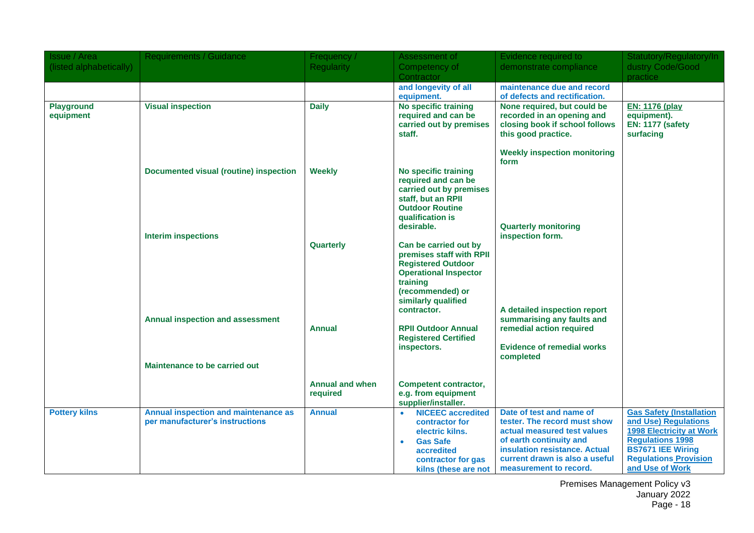| Issue / Area (listed alphabetically) | Requirements / Guidance | Frequency / Regularity | Assessment of Competency of Contractor | Evidence required to demonstrate compliance | Statutory/Regulatory/Industry Code/Good practice |
|---|---|---|---|---|---|
| | | | **and longevity of all equipment.** | **maintenance due and record of defects and rectification.** | |
| **Playground equipment** | **Visual inspection** | **Daily** | **No specific training required and can be carried out by premises staff.** | **None required, but could be recorded in an opening and closing book if school follows this good practice.** | **EN: 1176 (play equipment).** **EN: 1177 (safety surfacing** |
| | **Documented visual (routine) inspection** | **Weekly** | **No specific training required and can be carried out by premises staff, but an RPII Outdoor Routine qualification is desirable.** | **Weekly inspection monitoring form** | |
| | **Interim inspections** | **Quarterly** | **Can be carried out by premises staff with RPII Registered Outdoor Operational Inspector training (recommended) or similarly qualified contractor.** | **Quarterly monitoring inspection form.** | |
| | **Annual inspection and assessment** | **Annual** | **RPII Outdoor Annual Registered Certified inspectors.** | **A detailed inspection report summarising any faults and remedial action required** **Evidence of remedial works completed** | |
| | **Maintenance to be carried out** | **Annual and when required** | **Competent contractor, e.g. from equipment supplier/installer.** | | |
| **Pottery kilns** | **Annual inspection and maintenance as per manufacturer's instructions** | **Annual** | • **NICEEC accredited contractor for electric kilns.** • **Gas Safe accredited contractor for gas kilns (these are not** | **Date of test and name of tester. The record must show actual measured test values of earth continuity and insulation resistance. Actual current drawn is also a useful measurement to record.** | **Gas Safety (Installation and Use) Regulations 1998 Electricity at Work Regulations 1998** **BS7671 IEE Wiring Regulations Provision and Use of Work** |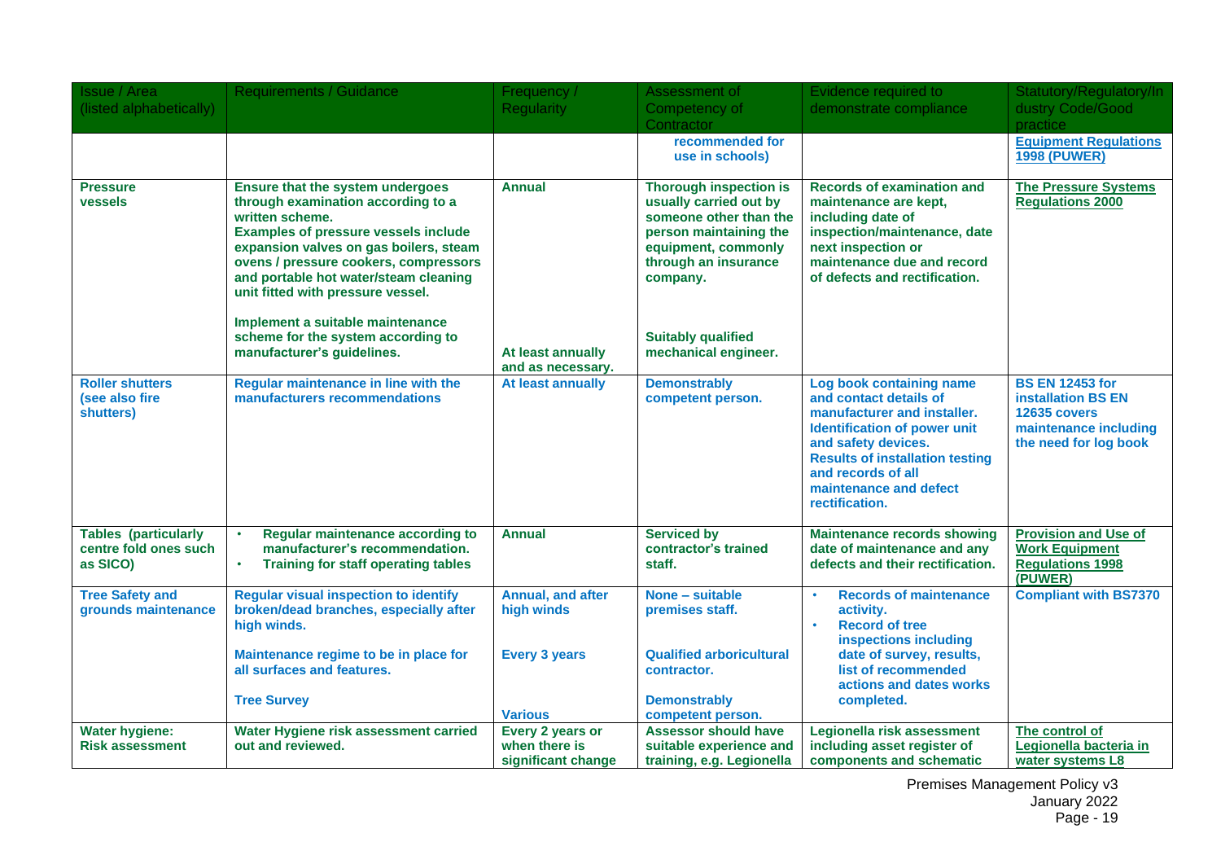| Issue / Area (listed alphabetically) | Requirements / Guidance | Frequency / Regularity | Assessment of Competency of Contractor | Evidence required to demonstrate compliance | Statutory/Regulatory/Industry Code/Good practice |
|---|---|---|---|---|---|
| | | | recommended for use in schools) | | Equipment Regulations 1998 (PUWER) |
| **Pressure vessels** | **Ensure that the system undergoes through examination according to a written scheme. Examples of pressure vessels include expansion valves on gas boilers, steam ovens / pressure cookers, compressors and portable hot water/steam cleaning unit fitted with pressure vessel.** <br><br> **Implement a suitable maintenance scheme for the system according to manufacturer's guidelines.** | **Annual** <br><br> **At least annually and as necessary.** | **Thorough inspection is usually carried out by someone other than the person maintaining the equipment, commonly through an insurance company.** <br><br> **Suitably qualified mechanical engineer.** | **Records of examination and maintenance are kept, including date of inspection/maintenance, date next inspection or maintenance due and record of defects and rectification.** | **The Pressure Systems Regulations 2000** |
| **Roller shutters (see also fire shutters)** | **Regular maintenance in line with the manufacturers recommendations** | **At least annually** | **Demonstrably competent person.** | **Log book containing name and contact details of manufacturer and installer. Identification of power unit and safety devices. Results of installation testing and records of all maintenance and defect rectification.** | **BS EN 12453 for installation BS EN 12635 covers maintenance including the need for log book** |
| **Tables (particularly centre fold ones such as SICO)** | • **Regular maintenance according to manufacturer's recommendation.** <br> • **Training for staff operating tables** | **Annual** | **Serviced by contractor's trained staff.** | **Maintenance records showing date of maintenance and any defects and their rectification.** | **Provision and Use of Work Equipment Regulations 1998 (PUWER)** |
| **Tree Safety and grounds maintenance** | **Regular visual inspection to identify broken/dead branches, especially after high winds.** <br><br> **Maintenance regime to be in place for all surfaces and features.** <br><br> **Tree Survey** | **Annual, and after high winds** <br><br> **Every 3 years** <br><br> **Various** | **None – suitable premises staff.** <br><br> **Qualified arboricultural contractor.** <br><br> **Demonstrably competent person.** | • **Records of maintenance activity.** <br> • **Record of tree inspections including date of survey, results, list of recommended actions and dates works completed.** | **Compliant with BS7370** |
| **Water hygiene: Risk assessment** | **Water Hygiene risk assessment carried out and reviewed.** | **Every 2 years or when there is significant change** | **Assessor should have suitable experience and training, e.g. Legionella** | **Legionella risk assessment including asset register of components and schematic** | **The control of Legionella bacteria in water systems L8** |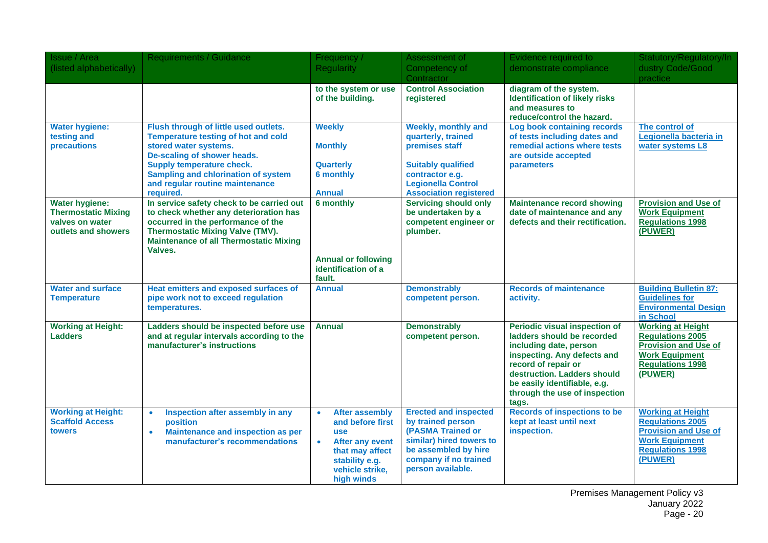| Issue / Area (listed alphabetically) | Requirements / Guidance | Frequency / Regularity | Assessment of Competency of Contractor | Evidence required to demonstrate compliance | Statutory/Regulatory/Industry Code/Good practice |
|---|---|---|---|---|---|
| | | **to the system or use of the building.** | **Control Association registered** | **diagram of the system. Identification of likely risks and measures to reduce/control the hazard.** | |
| **Water hygiene: testing and precautions** | **Flush through of little used outlets.**<br>**Temperature testing of hot and cold stored water systems.**<br>**De-scaling of shower heads.**<br>**Supply temperature check.**<br>**Sampling and chlorination of system and regular routine maintenance required.** | **Weekly**<br><br>**Monthly**<br><br>**Quarterly**<br>**6 monthly**<br><br>**Annual** | **Weekly, monthly and quarterly, trained premises staff**<br><br>**Suitably qualified contractor e.g. Legionella Control Association registered** | **Log book containing records of tests including dates and remedial actions where tests are outside accepted parameters** | **The control of Legionella bacteria in water systems L8** |
| **Water hygiene: Thermostatic Mixing valves on water outlets and showers** | **In service safety check to be carried out to check whether any deterioration has occurred in the performance of the Thermostatic Mixing Valve (TMV).**<br>**Maintenance of all Thermostatic Mixing Valves.** | **6 monthly**<br><br>**Annual or following identification of a fault.** | **Servicing should only be undertaken by a competent engineer or plumber.** | **Maintenance record showing date of maintenance and any defects and their rectification.** | **Provision and Use of Work Equipment Regulations 1998 (PUWER)** |
| **Water and surface Temperature** | **Heat emitters and exposed surfaces of pipe work not to exceed regulation temperatures.** | **Annual** | **Demonstrably competent person.** | **Records of maintenance activity.** | **Building Bulletin 87: Guidelines for Environmental Design in School** |
| **Working at Height: Ladders** | **Ladders should be inspected before use and at regular intervals according to the manufacturer's instructions** | **Annual** | **Demonstrably competent person.** | **Periodic visual inspection of ladders should be recorded including date, person inspecting. Any defects and record of repair or destruction. Ladders should be easily identifiable, e.g. through the use of inspection tags.** | **Working at Height Regulations 2005**<br>**Provision and Use of Work Equipment Regulations 1998 (PUWER)** |
| **Working at Height: Scaffold Access towers** | • **Inspection after assembly in any position**<br>• **Maintenance and inspection as per manufacturer's recommendations** | • **After assembly and before first use**<br>• **After any event that may affect stability e.g. vehicle strike, high winds** | **Erected and inspected by trained person (PASMA Trained or similar) hired towers to be assembled by hire company if no trained person available.** | **Records of inspections to be kept at least until next inspection.** | **Working at Height Regulations 2005**<br>**Provision and Use of Work Equipment Regulations 1998 (PUWER)** |

Premises Management Policy v3
January 2022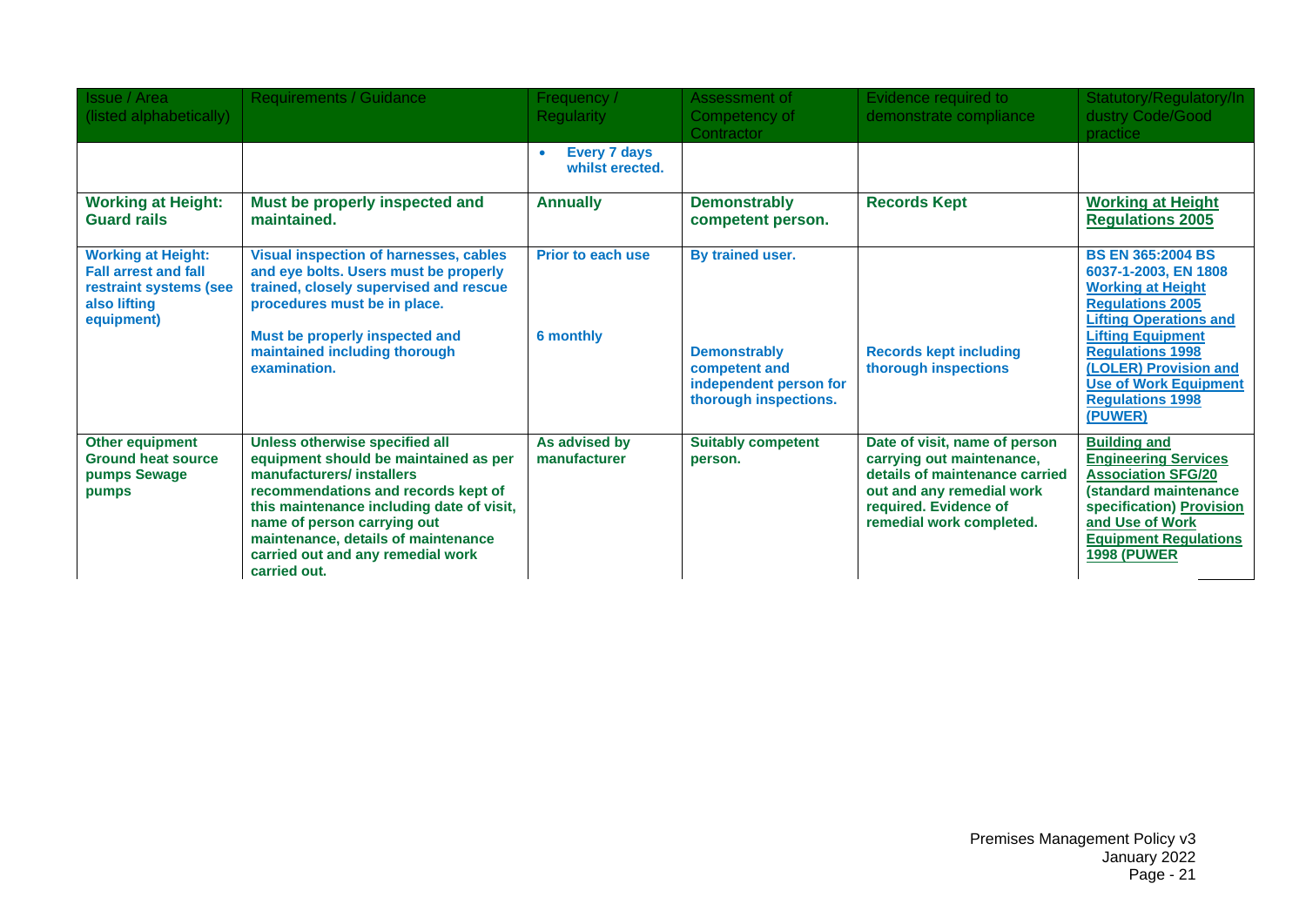| Issue / Area (listed alphabetically) | Requirements / Guidance | Frequency / Regularity | Assessment of Competency of Contractor | Evidence required to demonstrate compliance | Statutory/Regulatory/Industry Code/Good practice |
|---|---|---|---|---|---|
| | | • **Every 7 days whilst erected.** | | | |
| **Working at Height: Guard rails** | **Must be properly inspected and maintained.** | **Annually** | **Demonstrably competent person.** | **Records Kept** | **Working at Height Regulations 2005** |
| **Working at Height: Fall arrest and fall restraint systems (see also lifting equipment)** | **Visual inspection of harnesses, cables and eye bolts. Users must be properly trained, closely supervised and rescue procedures must be in place.**<br><br>**Must be properly inspected and maintained including thorough examination.** | **Prior to each use**<br><br>**6 monthly** | **By trained user.**<br><br>**Demonstrably competent and independent person for thorough inspections.** | <br><br>**Records kept including thorough inspections** | **BS EN 365:2004 BS 6037-1-2003, EN 1808 Working at Height Regulations 2005 Lifting Operations and Lifting Equipment Regulations 1998 (LOLER) Provision and Use of Work Equipment Regulations 1998 (PUWER)** |
| **Other equipment Ground heat source pumps Sewage pumps** | **Unless otherwise specified all equipment should be maintained as per manufacturers/ installers recommendations and records kept of this maintenance including date of visit, name of person carrying out maintenance, details of maintenance carried out and any remedial work carried out.** | **As advised by manufacturer** | **Suitably competent person.** | **Date of visit, name of person carrying out maintenance, details of maintenance carried out and any remedial work required. Evidence of remedial work completed.** | **Building and Engineering Services Association SFG/20 (standard maintenance specification) Provision and Use of Work Equipment Regulations 1998 (PUWER** |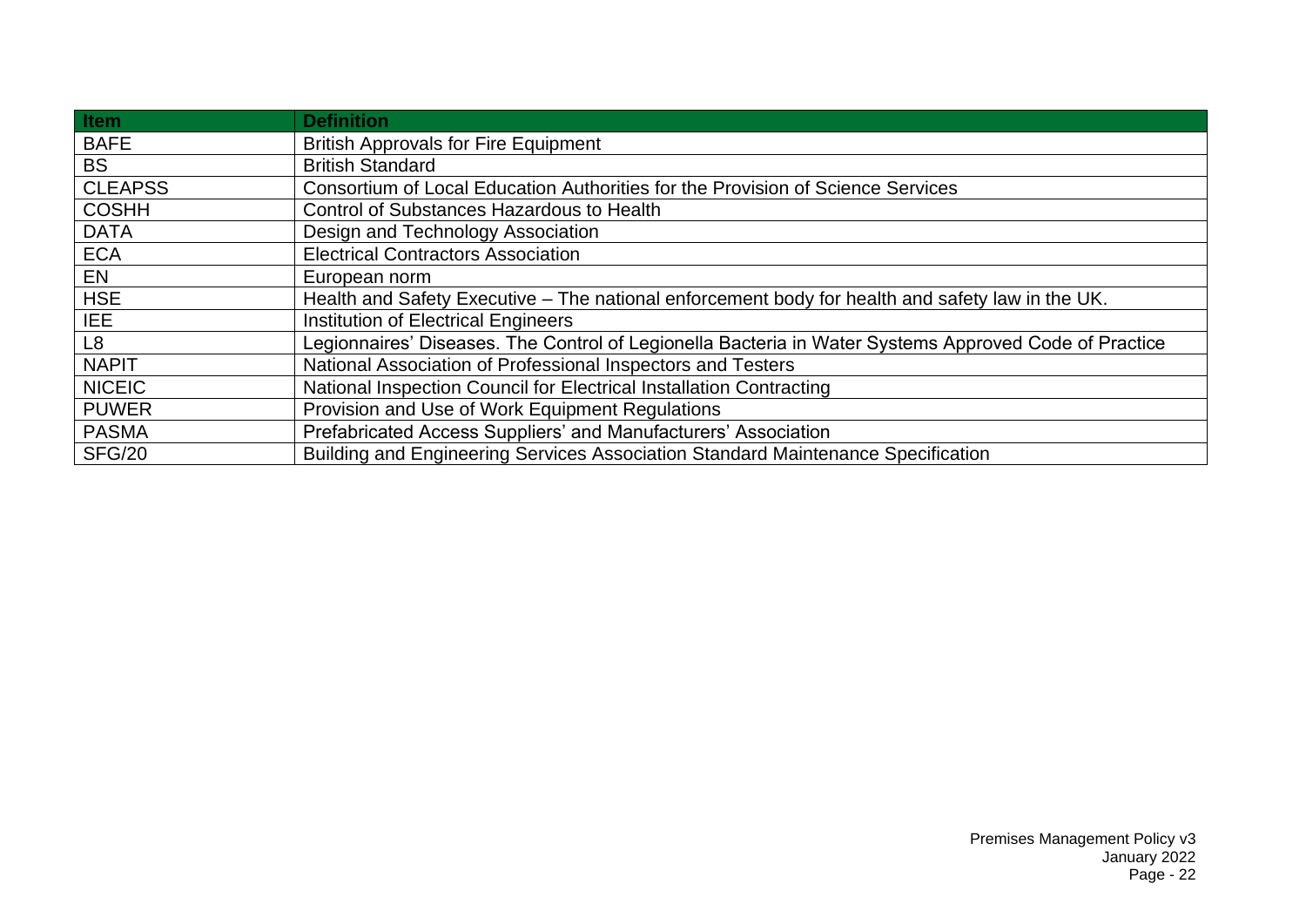| Item | Definition |
|---|---|
| BAFE | British Approvals for Fire Equipment |
| BS | British Standard |
| CLEAPSS | Consortium of Local Education Authorities for the Provision of Science Services |
| COSHH | Control of Substances Hazardous to Health |
| DATA | Design and Technology Association |
| ECA | Electrical Contractors Association |
| EN | European norm |
| HSE | Health and Safety Executive – The national enforcement body for health and safety law in the UK. |
| IEE | Institution of Electrical Engineers |
| L8 | Legionnaires' Diseases. The Control of Legionella Bacteria in Water Systems Approved Code of Practice |
| NAPIT | National Association of Professional Inspectors and Testers |
| NICEIC | National Inspection Council for Electrical Installation Contracting |
| PUWER | Provision and Use of Work Equipment Regulations |
| PASMA | Prefabricated Access Suppliers' and Manufacturers' Association |
| SFG/20 | Building and Engineering Services Association Standard Maintenance Specification |